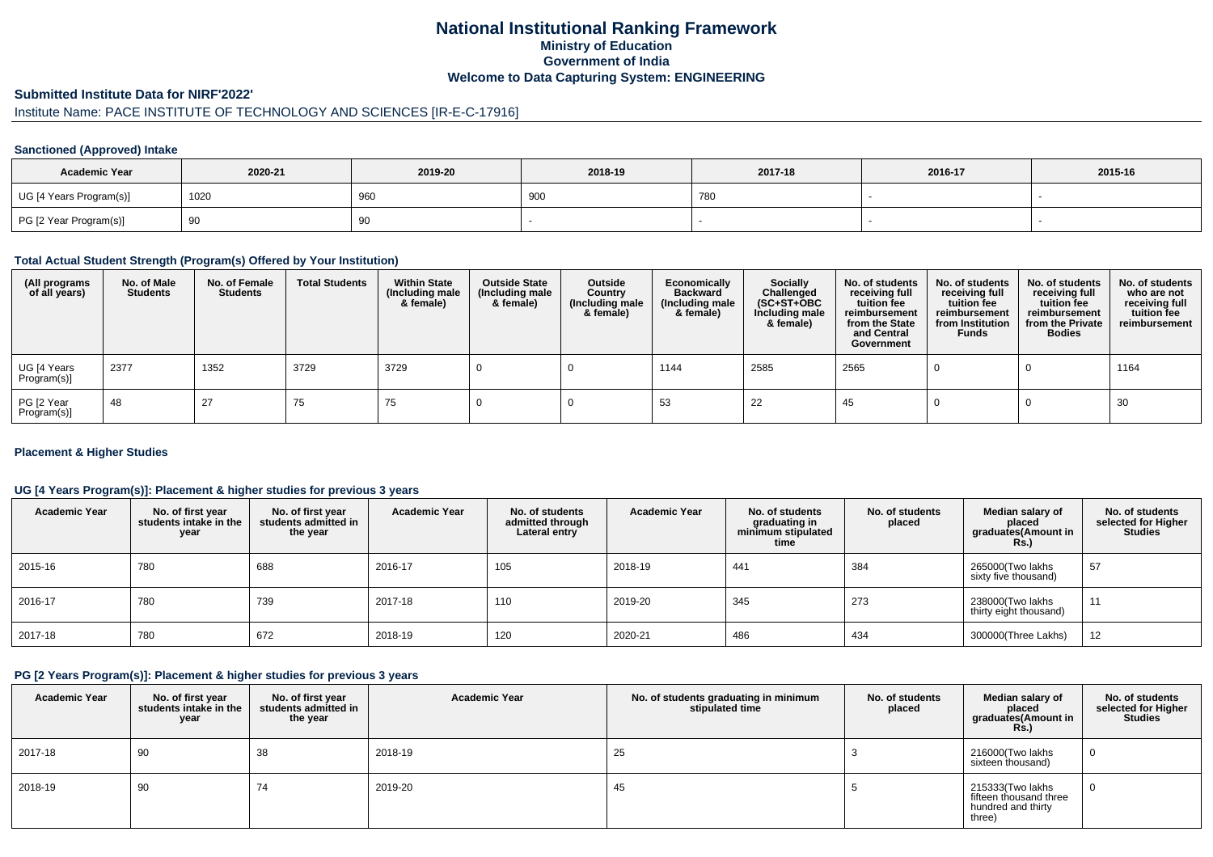# National Institutional Ranking Framework

## Ministry of Education

## Government of India

## Welcome to Data Capturing System: ENGINEERING

### Submitted Institute Data for NIRF'2022'

Institute Name: PACE INSTITUTE OF TECHNOLOGY AND SCIENCES [IR-E-C-17916]

#### Sanctioned (Approved) Intake

| Academic Year | 2020-21 | 2019-20 | 2018-19 | 2017-18 | 2016-17 | 2015-16 |
|---|---|---|---|---|---|---|
| UG [4 Years Program(s)] | 1020 | 960 | 900 | 780 | - | - |
| PG [2 Year Program(s)] | 90 | 90 | - | - | - | - |

#### Total Actual Student Strength (Program(s) Offered by Your Institution)

| (All programs of all years) | No. of Male Students | No. of Female Students | Total Students | Within State (Including male & female) | Outside State (Including male & female) | Outside Country (Including male & female) | Economically Backward (Including male & female) | Socially Challenged (SC+ST+OBC Including male & female) | No. of students receiving full tuition fee reimbursement from the State and Central Government | No. of students receiving full tuition fee reimbursement from Institution Funds | No. of students receiving full tuition fee reimbursement from the Private Bodies | No. of students who are not receiving full tuition fee reimbursement |
|---|---|---|---|---|---|---|---|---|---|---|---|---|
| UG [4 Years Program(s)] | 2377 | 1352 | 3729 | 3729 | 0 | 0 | 1144 | 2585 | 2565 | 0 | 0 | 1164 |
| PG [2 Year Program(s)] | 48 | 27 | 75 | 75 | 0 | 0 | 53 | 22 | 45 | 0 | 0 | 30 |

#### Placement & Higher Studies

#### UG [4 Years Program(s)]: Placement & higher studies for previous 3 years

| Academic Year | No. of first year students intake in the year | No. of first year students admitted in the year | Academic Year | No. of students admitted through Lateral entry | Academic Year | No. of students graduating in minimum stipulated time | No. of students placed | Median salary of placed graduates(Amount in Rs.) | No. of students selected for Higher Studies |
|---|---|---|---|---|---|---|---|---|---|
| 2015-16 | 780 | 688 | 2016-17 | 105 | 2018-19 | 441 | 384 | 265000(Two lakhs sixty five thousand) | 57 |
| 2016-17 | 780 | 739 | 2017-18 | 110 | 2019-20 | 345 | 273 | 238000(Two lakhs thirty eight thousand) | 11 |
| 2017-18 | 780 | 672 | 2018-19 | 120 | 2020-21 | 486 | 434 | 300000(Three Lakhs) | 12 |

#### PG [2 Years Program(s)]: Placement & higher studies for previous 3 years

| Academic Year | No. of first year students intake in the year | No. of first year students admitted in the year | Academic Year | No. of students graduating in minimum stipulated time | No. of students placed | Median salary of placed graduates(Amount in Rs.) | No. of students selected for Higher Studies |
|---|---|---|---|---|---|---|---|
| 2017-18 | 90 | 38 | 2018-19 | 25 | 3 | 216000(Two lakhs sixteen thousand) | 0 |
| 2018-19 | 90 | 74 | 2019-20 | 45 | 5 | 215333(Two lakhs fifteen thousand three hundred and thirty three) | 0 |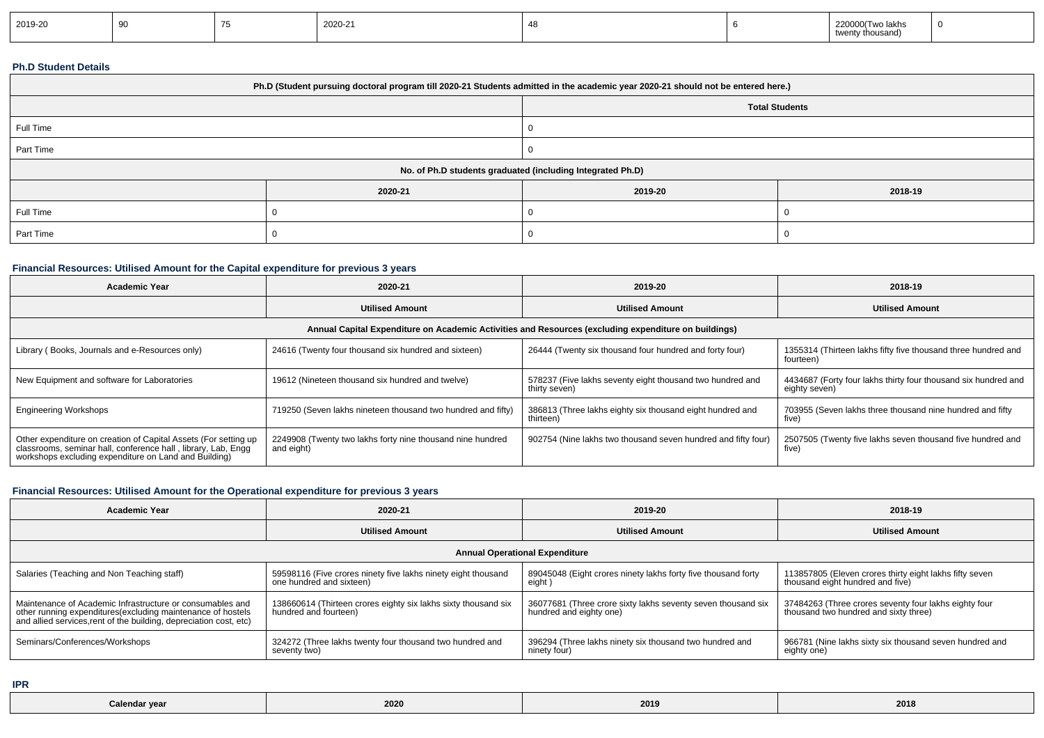| 2019-20 | 90 | 75 | 2020-21 | 48 | 6 | 220000(Two lakhs twenty thousand) | 0 |
|---|---|---|---|---|---|---|---|

**Ph.D Student Details**

| Ph.D (Student pursuing doctoral program till 2020-21 Students admitted in the academic year 2020-21 should not be entered here.) | | | |
|---|---|---|---|
| | | Total Students | |
| Full Time | | 0 | |
| Part Time | | 0 | |
| No. of Ph.D students graduated (including Integrated Ph.D) | | | |
| | 2020-21 | 2019-20 | 2018-19 |
| Full Time | 0 | 0 | 0 |
| Part Time | 0 | 0 | 0 |

**Financial Resources: Utilised Amount for the Capital expenditure for previous 3 years**

| Academic Year | 2020-21 | 2019-20 | 2018-19 |
|---|---|---|---|
| | Utilised Amount | Utilised Amount | Utilised Amount |
| Annual Capital Expenditure on Academic Activities and Resources (excluding expenditure on buildings) | | | |
| Library ( Books, Journals and e-Resources only) | 24616 (Twenty four thousand six hundred and sixteen) | 26444 (Twenty six thousand four hundred and forty four) | 1355314 (Thirteen lakhs fifty five thousand three hundred and fourteen) |
| New Equipment and software for Laboratories | 19612 (Nineteen thousand six hundred and twelve) | 578237 (Five lakhs seventy eight thousand two hundred and thirty seven) | 4434687 (Forty four lakhs thirty four thousand six hundred and eighty seven) |
| Engineering Workshops | 719250 (Seven lakhs nineteen thousand two hundred and fifty) | 386813 (Three lakhs eighty six thousand eight hundred and thirteen) | 703955 (Seven lakhs three thousand nine hundred and fifty five) |
| Other expenditure on creation of Capital Assets (For setting up classrooms, seminar hall, conference hall , library, Lab, Engg workshops excluding expenditure on Land and Building) | 2249908 (Twenty two lakhs forty nine thousand nine hundred and eight) | 902754 (Nine lakhs two thousand seven hundred and fifty four) | 2507505 (Twenty five lakhs seven thousand five hundred and five) |

**Financial Resources: Utilised Amount for the Operational expenditure for previous 3 years**

| Academic Year | 2020-21 | 2019-20 | 2018-19 |
|---|---|---|---|
| | Utilised Amount | Utilised Amount | Utilised Amount |
| Annual Operational Expenditure | | | |
| Salaries (Teaching and Non Teaching staff) | 59598116 (Five crores ninety five lakhs ninety eight thousand one hundred and sixteen) | 89045048 (Eight crores ninety lakhs forty five thousand forty eight ) | 113857805 (Eleven crores thirty eight lakhs fifty seven thousand eight hundred and five) |
| Maintenance of Academic Infrastructure or consumables and other running expenditures(excluding maintenance of hostels and allied services,rent of the building, depreciation cost, etc) | 138660614 (Thirteen crores eighty six lakhs sixty thousand six hundred and fourteen) | 36077681 (Three crore sixty lakhs seventy seven thousand six hundred and eighty one) | 37484263 (Three crores seventy four lakhs eighty four thousand two hundred and sixty three) |
| Seminars/Conferences/Workshops | 324272 (Three lakhs twenty four thousand two hundred and seventy two) | 396294 (Three lakhs ninety six thousand two hundred and ninety four) | 966781 (Nine lakhs sixty six thousand seven hundred and eighty one) |

**IPR**

| Calendar year | 2020 | 2019 | 2018 |
|---|---|---|---|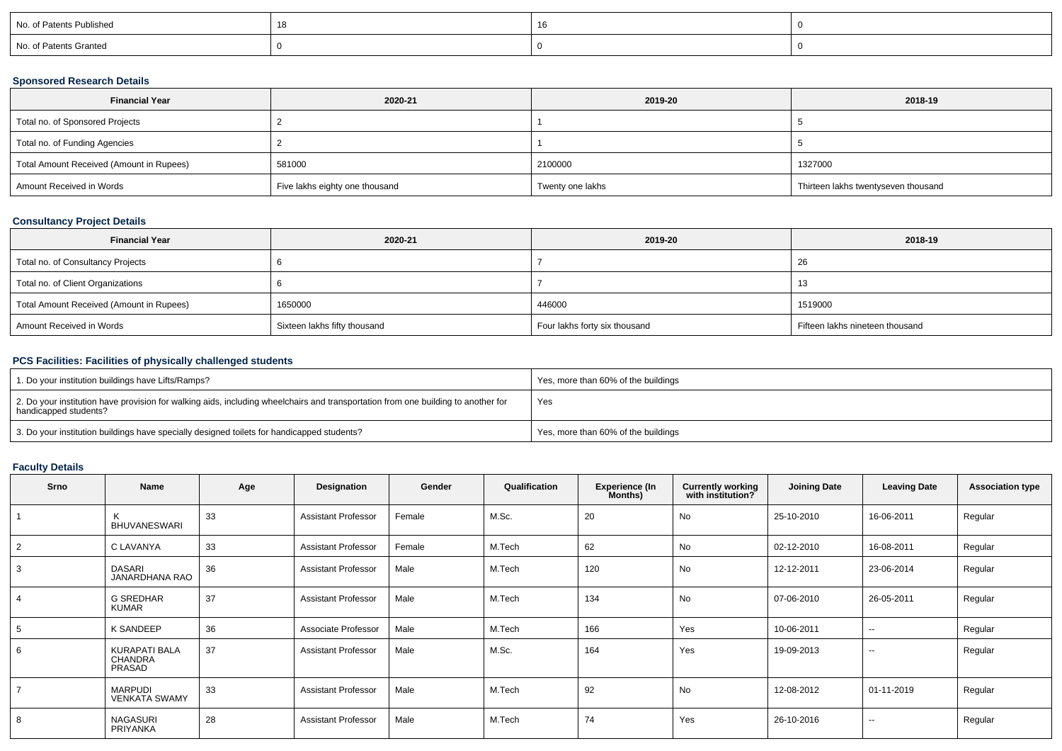| No. of Patents Published | 18 | 16 | 0 |
|---|---|---|---|
| No. of Patents Granted | 0 | 0 | 0 |

### Sponsored Research Details

| Financial Year | 2020-21 | 2019-20 | 2018-19 |
|---|---|---|---|
| Total no. of Sponsored Projects | 2 | 1 | 5 |
| Total no. of Funding Agencies | 2 | 1 | 5 |
| Total Amount Received (Amount in Rupees) | 581000 | 2100000 | 1327000 |
| Amount Received in Words | Five lakhs eighty one thousand | Twenty one lakhs | Thirteen lakhs twentyseven thousand |

### Consultancy Project Details

| Financial Year | 2020-21 | 2019-20 | 2018-19 |
|---|---|---|---|
| Total no. of Consultancy Projects | 6 | 7 | 26 |
| Total no. of Client Organizations | 6 | 7 | 13 |
| Total Amount Received (Amount in Rupees) | 1650000 | 446000 | 1519000 |
| Amount Received in Words | Sixteen lakhs fifty thousand | Four lakhs forty six thousand | Fifteen lakhs nineteen thousand |

### PCS Facilities: Facilities of physically challenged students

| | |
|---|---|
| 1. Do your institution buildings have Lifts/Ramps? | Yes, more than 60% of the buildings |
| 2. Do your institution have provision for walking aids, including wheelchairs and transportation from one building to another for handicapped students? | Yes |
| 3. Do your institution buildings have specially designed toilets for handicapped students? | Yes, more than 60% of the buildings |

### Faculty Details

| Srno | Name | Age | Designation | Gender | Qualification | Experience (In Months) | Currently working with institution? | Joining Date | Leaving Date | Association type |
|---|---|---|---|---|---|---|---|---|---|---|
| 1 | K BHUVANESWARI | 33 | Assistant Professor | Female | M.Sc. | 20 | No | 25-10-2010 | 16-06-2011 | Regular |
| 2 | C LAVANYA | 33 | Assistant Professor | Female | M.Tech | 62 | No | 02-12-2010 | 16-08-2011 | Regular |
| 3 | DASARI JANARDHANA RAO | 36 | Assistant Professor | Male | M.Tech | 120 | No | 12-12-2011 | 23-06-2014 | Regular |
| 4 | G SREDHAR KUMAR | 37 | Assistant Professor | Male | M.Tech | 134 | No | 07-06-2010 | 26-05-2011 | Regular |
| 5 | K SANDEEP | 36 | Associate Professor | Male | M.Tech | 166 | Yes | 10-06-2011 | -- | Regular |
| 6 | KURAPATI BALA CHANDRA PRASAD | 37 | Assistant Professor | Male | M.Sc. | 164 | Yes | 19-09-2013 | -- | Regular |
| 7 | MARPUDI VENKATA SWAMY | 33 | Assistant Professor | Male | M.Tech | 92 | No | 12-08-2012 | 01-11-2019 | Regular |
| 8 | NAGASURI PRIYANKA | 28 | Assistant Professor | Male | M.Tech | 74 | Yes | 26-10-2016 | -- | Regular |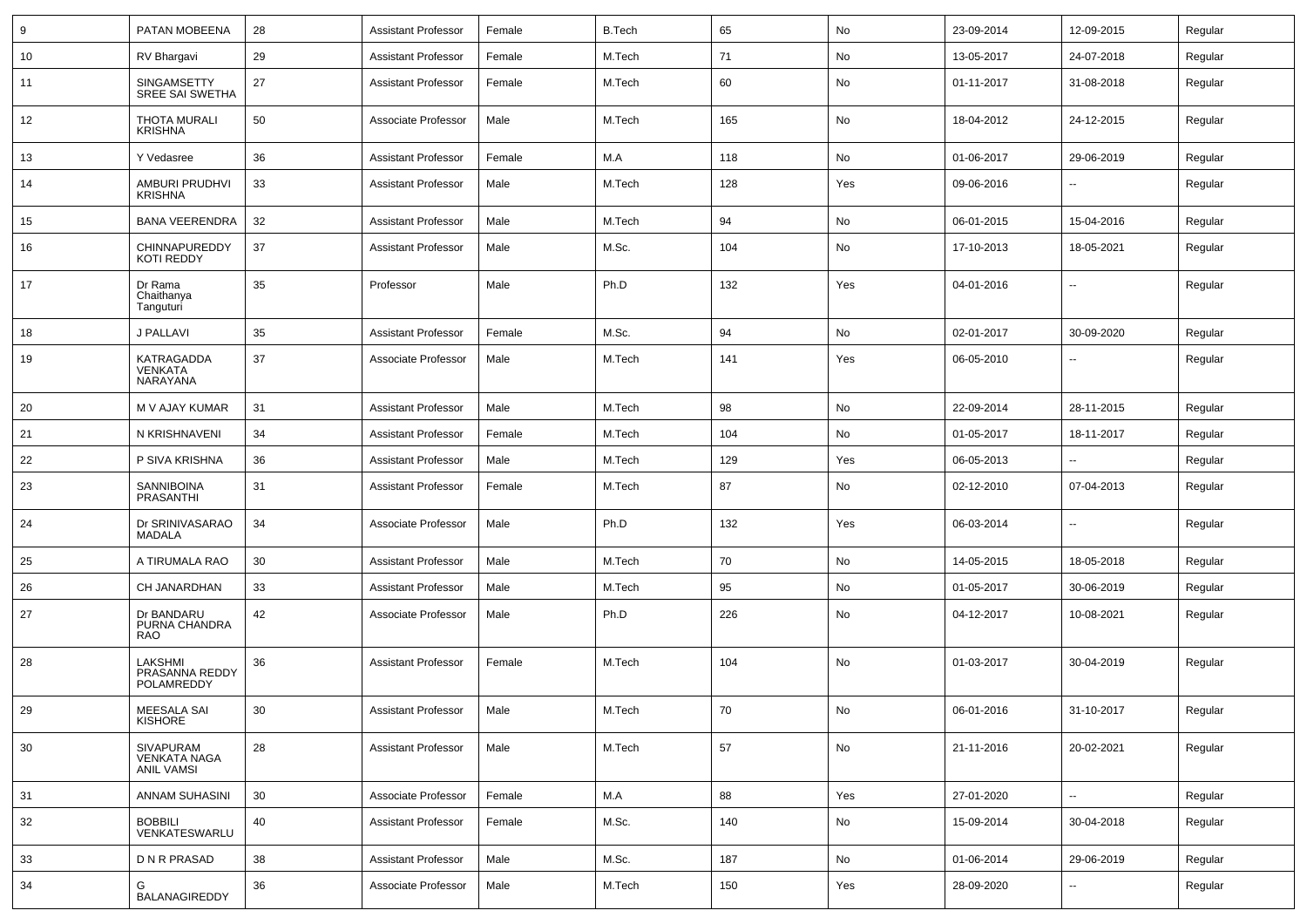| 9 | PATAN MOBEENA | 28 | Assistant Professor | Female | B.Tech | 65 | No | 23-09-2014 | 12-09-2015 | Regular |
|---|---|---|---|---|---|---|---|---|---|---|
| 10 | RV Bhargavi | 29 | Assistant Professor | Female | M.Tech | 71 | No | 13-05-2017 | 24-07-2018 | Regular |
| 11 | SINGAMSETTY SREE SAI SWETHA | 27 | Assistant Professor | Female | M.Tech | 60 | No | 01-11-2017 | 31-08-2018 | Regular |
| 12 | THOTA MURALI KRISHNA | 50 | Associate Professor | Male | M.Tech | 165 | No | 18-04-2012 | 24-12-2015 | Regular |
| 13 | Y Vedasree | 36 | Assistant Professor | Female | M.A | 118 | No | 01-06-2017 | 29-06-2019 | Regular |
| 14 | AMBURI PRUDHVI KRISHNA | 33 | Assistant Professor | Male | M.Tech | 128 | Yes | 09-06-2016 | -- | Regular |
| 15 | BANA VEERENDRA | 32 | Assistant Professor | Male | M.Tech | 94 | No | 06-01-2015 | 15-04-2016 | Regular |
| 16 | CHINNAPUREDDY KOTI REDDY | 37 | Assistant Professor | Male | M.Sc. | 104 | No | 17-10-2013 | 18-05-2021 | Regular |
| 17 | Dr Rama Chaithanya Tanguturi | 35 | Professor | Male | Ph.D | 132 | Yes | 04-01-2016 | -- | Regular |
| 18 | J PALLAVI | 35 | Assistant Professor | Female | M.Sc. | 94 | No | 02-01-2017 | 30-09-2020 | Regular |
| 19 | KATRAGADDA VENKATA NARAYANA | 37 | Associate Professor | Male | M.Tech | 141 | Yes | 06-05-2010 | -- | Regular |
| 20 | M V AJAY KUMAR | 31 | Assistant Professor | Male | M.Tech | 98 | No | 22-09-2014 | 28-11-2015 | Regular |
| 21 | N KRISHNAVENI | 34 | Assistant Professor | Female | M.Tech | 104 | No | 01-05-2017 | 18-11-2017 | Regular |
| 22 | P SIVA KRISHNA | 36 | Assistant Professor | Male | M.Tech | 129 | Yes | 06-05-2013 | -- | Regular |
| 23 | SANNIBOINA PRASANTHI | 31 | Assistant Professor | Female | M.Tech | 87 | No | 02-12-2010 | 07-04-2013 | Regular |
| 24 | Dr SRINIVASARAO MADALA | 34 | Associate Professor | Male | Ph.D | 132 | Yes | 06-03-2014 | -- | Regular |
| 25 | A TIRUMALA RAO | 30 | Assistant Professor | Male | M.Tech | 70 | No | 14-05-2015 | 18-05-2018 | Regular |
| 26 | CH JANARDHAN | 33 | Assistant Professor | Male | M.Tech | 95 | No | 01-05-2017 | 30-06-2019 | Regular |
| 27 | Dr BANDARU PURNA CHANDRA RAO | 42 | Associate Professor | Male | Ph.D | 226 | No | 04-12-2017 | 10-08-2021 | Regular |
| 28 | LAKSHMI PRASANNA REDDY POLAMREDDY | 36 | Assistant Professor | Female | M.Tech | 104 | No | 01-03-2017 | 30-04-2019 | Regular |
| 29 | MEESALA SAI KISHORE | 30 | Assistant Professor | Male | M.Tech | 70 | No | 06-01-2016 | 31-10-2017 | Regular |
| 30 | SIVAPURAM VENKATA NAGA ANIL VAMSI | 28 | Assistant Professor | Male | M.Tech | 57 | No | 21-11-2016 | 20-02-2021 | Regular |
| 31 | ANNAM SUHASINI | 30 | Associate Professor | Female | M.A | 88 | Yes | 27-01-2020 | -- | Regular |
| 32 | BOBBILI VENKATESWARLU | 40 | Assistant Professor | Female | M.Sc. | 140 | No | 15-09-2014 | 30-04-2018 | Regular |
| 33 | D N R PRASAD | 38 | Assistant Professor | Male | M.Sc. | 187 | No | 01-06-2014 | 29-06-2019 | Regular |
| 34 | G BALANAGIREDDY | 36 | Associate Professor | Male | M.Tech | 150 | Yes | 28-09-2020 | -- | Regular |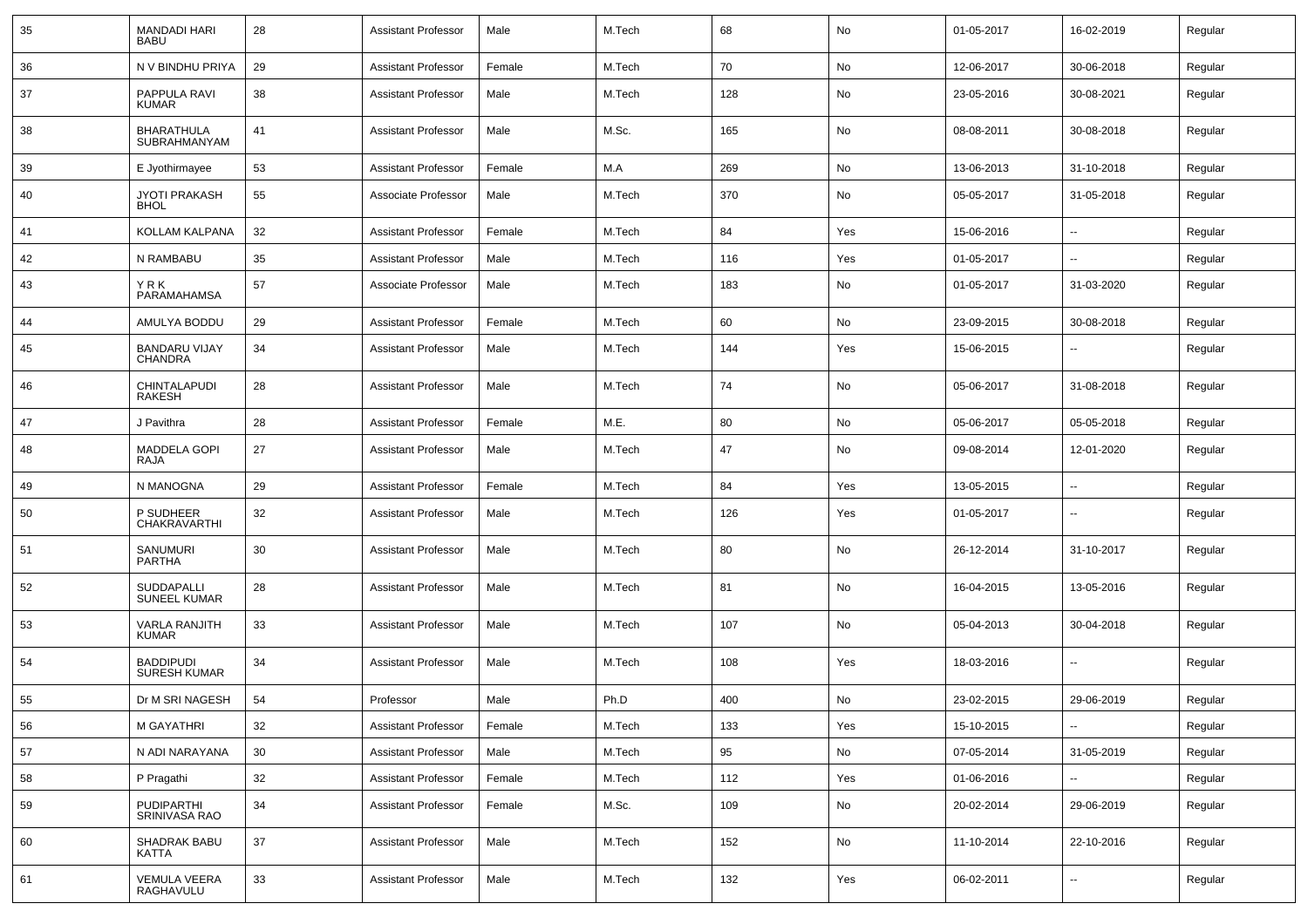| 35 | MANDADI HARI BABU | 28 | Assistant Professor | Male | M.Tech | 68 | No | 01-05-2017 | 16-02-2019 | Regular |
|---|---|---|---|---|---|---|---|---|---|---|
| 36 | N V BINDHU PRIYA | 29 | Assistant Professor | Female | M.Tech | 70 | No | 12-06-2017 | 30-06-2018 | Regular |
| 37 | PAPPULA RAVI KUMAR | 38 | Assistant Professor | Male | M.Tech | 128 | No | 23-05-2016 | 30-08-2021 | Regular |
| 38 | BHARATHULA SUBRAHMANYAM | 41 | Assistant Professor | Male | M.Sc. | 165 | No | 08-08-2011 | 30-08-2018 | Regular |
| 39 | E Jyothirmayee | 53 | Assistant Professor | Female | M.A | 269 | No | 13-06-2013 | 31-10-2018 | Regular |
| 40 | JYOTI PRAKASH BHOL | 55 | Associate Professor | Male | M.Tech | 370 | No | 05-05-2017 | 31-05-2018 | Regular |
| 41 | KOLLAM KALPANA | 32 | Assistant Professor | Female | M.Tech | 84 | Yes | 15-06-2016 | -- | Regular |
| 42 | N RAMBABU | 35 | Assistant Professor | Male | M.Tech | 116 | Yes | 01-05-2017 | -- | Regular |
| 43 | Y R K PARAMAHAMSA | 57 | Associate Professor | Male | M.Tech | 183 | No | 01-05-2017 | 31-03-2020 | Regular |
| 44 | AMULYA BODDU | 29 | Assistant Professor | Female | M.Tech | 60 | No | 23-09-2015 | 30-08-2018 | Regular |
| 45 | BANDARU VIJAY CHANDRA | 34 | Assistant Professor | Male | M.Tech | 144 | Yes | 15-06-2015 | -- | Regular |
| 46 | CHINTALAPUDI RAKESH | 28 | Assistant Professor | Male | M.Tech | 74 | No | 05-06-2017 | 31-08-2018 | Regular |
| 47 | J Pavithra | 28 | Assistant Professor | Female | M.E. | 80 | No | 05-06-2017 | 05-05-2018 | Regular |
| 48 | MADDELA GOPI RAJA | 27 | Assistant Professor | Male | M.Tech | 47 | No | 09-08-2014 | 12-01-2020 | Regular |
| 49 | N MANOGNA | 29 | Assistant Professor | Female | M.Tech | 84 | Yes | 13-05-2015 | -- | Regular |
| 50 | P SUDHEER CHAKRAVARTHI | 32 | Assistant Professor | Male | M.Tech | 126 | Yes | 01-05-2017 | -- | Regular |
| 51 | SANUMURI PARTHA | 30 | Assistant Professor | Male | M.Tech | 80 | No | 26-12-2014 | 31-10-2017 | Regular |
| 52 | SUDDAPALLI SUNEEL KUMAR | 28 | Assistant Professor | Male | M.Tech | 81 | No | 16-04-2015 | 13-05-2016 | Regular |
| 53 | VARLA RANJITH KUMAR | 33 | Assistant Professor | Male | M.Tech | 107 | No | 05-04-2013 | 30-04-2018 | Regular |
| 54 | BADDIPUDI SURESH KUMAR | 34 | Assistant Professor | Male | M.Tech | 108 | Yes | 18-03-2016 | -- | Regular |
| 55 | Dr M SRI NAGESH | 54 | Professor | Male | Ph.D | 400 | No | 23-02-2015 | 29-06-2019 | Regular |
| 56 | M GAYATHRI | 32 | Assistant Professor | Female | M.Tech | 133 | Yes | 15-10-2015 | -- | Regular |
| 57 | N ADI NARAYANA | 30 | Assistant Professor | Male | M.Tech | 95 | No | 07-05-2014 | 31-05-2019 | Regular |
| 58 | P Pragathi | 32 | Assistant Professor | Female | M.Tech | 112 | Yes | 01-06-2016 | -- | Regular |
| 59 | PUDIPARTHI SRINIVASA RAO | 34 | Assistant Professor | Female | M.Sc. | 109 | No | 20-02-2014 | 29-06-2019 | Regular |
| 60 | SHADRAK BABU KATTA | 37 | Assistant Professor | Male | M.Tech | 152 | No | 11-10-2014 | 22-10-2016 | Regular |
| 61 | VEMULA VEERA RAGHAVULU | 33 | Assistant Professor | Male | M.Tech | 132 | Yes | 06-02-2011 | -- | Regular |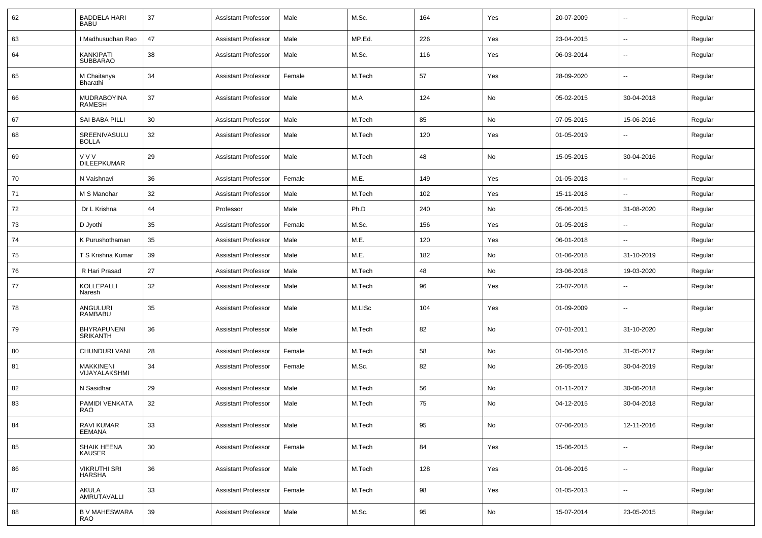| 62 | BADDELA HARI BABU | 37 | Assistant Professor | Male | M.Sc. | 164 | Yes | 20-07-2009 | -- | Regular |
|---|---|---|---|---|---|---|---|---|---|---|
| 63 | I Madhusudhan Rao | 47 | Assistant Professor | Male | MP.Ed. | 226 | Yes | 23-04-2015 | -- | Regular |
| 64 | KANKIPATI SUBBARAO | 38 | Assistant Professor | Male | M.Sc. | 116 | Yes | 06-03-2014 | -- | Regular |
| 65 | M Chaitanya Bharathi | 34 | Assistant Professor | Female | M.Tech | 57 | Yes | 28-09-2020 | -- | Regular |
| 66 | MUDRABOYINA RAMESH | 37 | Assistant Professor | Male | M.A | 124 | No | 05-02-2015 | 30-04-2018 | Regular |
| 67 | SAI BABA PILLI | 30 | Assistant Professor | Male | M.Tech | 85 | No | 07-05-2015 | 15-06-2016 | Regular |
| 68 | SREENIVASULU BOLLA | 32 | Assistant Professor | Male | M.Tech | 120 | Yes | 01-05-2019 | -- | Regular |
| 69 | V V V DILEEPKUMAR | 29 | Assistant Professor | Male | M.Tech | 48 | No | 15-05-2015 | 30-04-2016 | Regular |
| 70 | N Vaishnavi | 36 | Assistant Professor | Female | M.E. | 149 | Yes | 01-05-2018 | -- | Regular |
| 71 | M S Manohar | 32 | Assistant Professor | Male | M.Tech | 102 | Yes | 15-11-2018 | -- | Regular |
| 72 | Dr L Krishna | 44 | Professor | Male | Ph.D | 240 | No | 05-06-2015 | 31-08-2020 | Regular |
| 73 | D Jyothi | 35 | Assistant Professor | Female | M.Sc. | 156 | Yes | 01-05-2018 | -- | Regular |
| 74 | K Purushothaman | 35 | Assistant Professor | Male | M.E. | 120 | Yes | 06-01-2018 | -- | Regular |
| 75 | T S Krishna Kumar | 39 | Assistant Professor | Male | M.E. | 182 | No | 01-06-2018 | 31-10-2019 | Regular |
| 76 | R Hari Prasad | 27 | Assistant Professor | Male | M.Tech | 48 | No | 23-06-2018 | 19-03-2020 | Regular |
| 77 | KOLLEPALLI Naresh | 32 | Assistant Professor | Male | M.Tech | 96 | Yes | 23-07-2018 | -- | Regular |
| 78 | ANGULURI RAMBABU | 35 | Assistant Professor | Male | M.LISc | 104 | Yes | 01-09-2009 | -- | Regular |
| 79 | BHYRAPUNENI SRIKANTH | 36 | Assistant Professor | Male | M.Tech | 82 | No | 07-01-2011 | 31-10-2020 | Regular |
| 80 | CHUNDURI VANI | 28 | Assistant Professor | Female | M.Tech | 58 | No | 01-06-2016 | 31-05-2017 | Regular |
| 81 | MAKKINENI VIJAYALAKSHMI | 34 | Assistant Professor | Female | M.Sc. | 82 | No | 26-05-2015 | 30-04-2019 | Regular |
| 82 | N Sasidhar | 29 | Assistant Professor | Male | M.Tech | 56 | No | 01-11-2017 | 30-06-2018 | Regular |
| 83 | PAMIDI VENKATA RAO | 32 | Assistant Professor | Male | M.Tech | 75 | No | 04-12-2015 | 30-04-2018 | Regular |
| 84 | RAVI KUMAR EEMANA | 33 | Assistant Professor | Male | M.Tech | 95 | No | 07-06-2015 | 12-11-2016 | Regular |
| 85 | SHAIK HEENA KAUSER | 30 | Assistant Professor | Female | M.Tech | 84 | Yes | 15-06-2015 | -- | Regular |
| 86 | VIKRUTHI SRI HARSHA | 36 | Assistant Professor | Male | M.Tech | 128 | Yes | 01-06-2016 | -- | Regular |
| 87 | AKULA AMRUTAVALLI | 33 | Assistant Professor | Female | M.Tech | 98 | Yes | 01-05-2013 | -- | Regular |
| 88 | B V MAHESWARA RAO | 39 | Assistant Professor | Male | M.Sc. | 95 | No | 15-07-2014 | 23-05-2015 | Regular |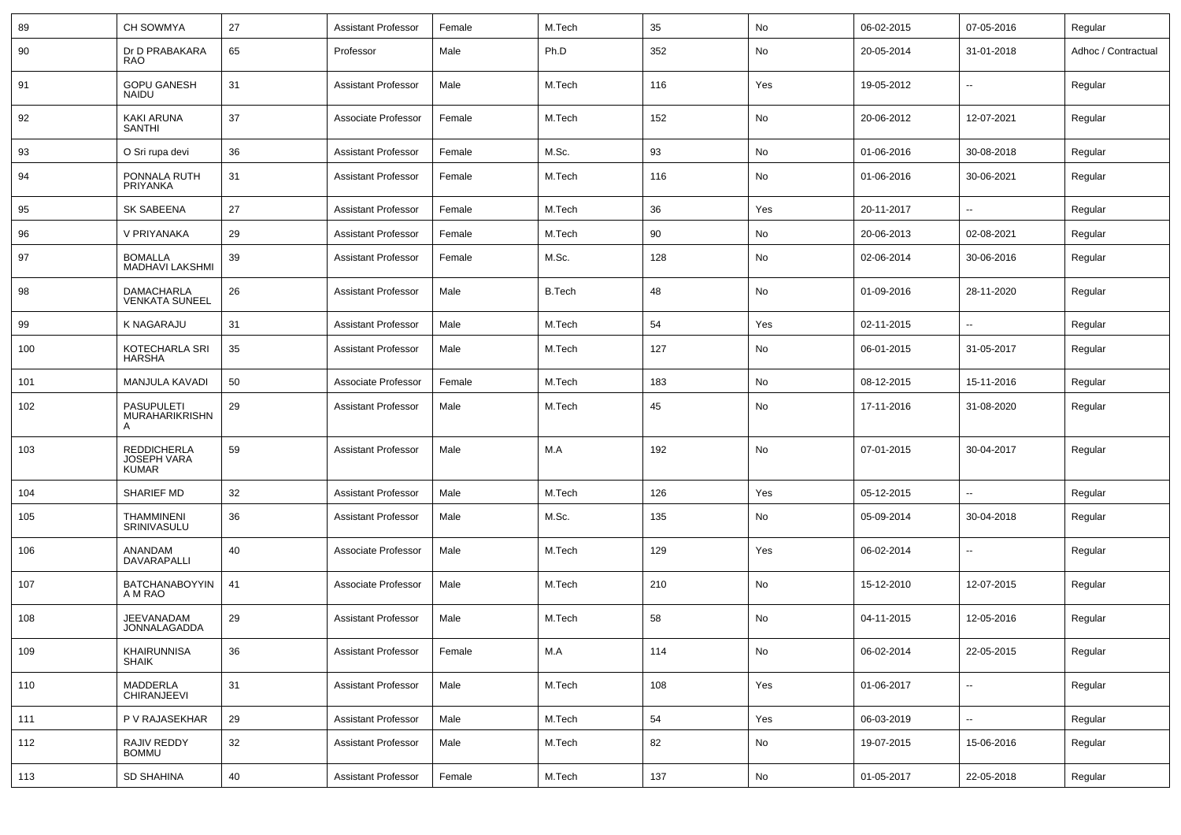| 89 | CH SOWMYA | 27 | Assistant Professor | Female | M.Tech | 35 | No | 06-02-2015 | 07-05-2016 | Regular |
|---|---|---|---|---|---|---|---|---|---|---|
| 90 | Dr D PRABAKARA RAO | 65 | Professor | Male | Ph.D | 352 | No | 20-05-2014 | 31-01-2018 | Adhoc / Contractual |
| 91 | GOPU GANESH NAIDU | 31 | Assistant Professor | Male | M.Tech | 116 | Yes | 19-05-2012 | -- | Regular |
| 92 | KAKI ARUNA SANTHI | 37 | Associate Professor | Female | M.Tech | 152 | No | 20-06-2012 | 12-07-2021 | Regular |
| 93 | O Sri rupa devi | 36 | Assistant Professor | Female | M.Sc. | 93 | No | 01-06-2016 | 30-08-2018 | Regular |
| 94 | PONNALA RUTH PRIYANKA | 31 | Assistant Professor | Female | M.Tech | 116 | No | 01-06-2016 | 30-06-2021 | Regular |
| 95 | SK SABEENA | 27 | Assistant Professor | Female | M.Tech | 36 | Yes | 20-11-2017 | -- | Regular |
| 96 | V PRIYANAKA | 29 | Assistant Professor | Female | M.Tech | 90 | No | 20-06-2013 | 02-08-2021 | Regular |
| 97 | BOMALLA MADHAVI LAKSHMI | 39 | Assistant Professor | Female | M.Sc. | 128 | No | 02-06-2014 | 30-06-2016 | Regular |
| 98 | DAMACHARLA VENKATA SUNEEL | 26 | Assistant Professor | Male | B.Tech | 48 | No | 01-09-2016 | 28-11-2020 | Regular |
| 99 | K NAGARAJU | 31 | Assistant Professor | Male | M.Tech | 54 | Yes | 02-11-2015 | -- | Regular |
| 100 | KOTECHARLA SRI HARSHA | 35 | Assistant Professor | Male | M.Tech | 127 | No | 06-01-2015 | 31-05-2017 | Regular |
| 101 | MANJULA KAVADI | 50 | Associate Professor | Female | M.Tech | 183 | No | 08-12-2015 | 15-11-2016 | Regular |
| 102 | PASUPULETI MURAHARIKRISHNA | 29 | Assistant Professor | Male | M.Tech | 45 | No | 17-11-2016 | 31-08-2020 | Regular |
| 103 | REDDICHERLA JOSEPH VARA KUMAR | 59 | Assistant Professor | Male | M.A | 192 | No | 07-01-2015 | 30-04-2017 | Regular |
| 104 | SHARIEF MD | 32 | Assistant Professor | Male | M.Tech | 126 | Yes | 05-12-2015 | -- | Regular |
| 105 | THAMMINENI SRINIVASULU | 36 | Assistant Professor | Male | M.Sc. | 135 | No | 05-09-2014 | 30-04-2018 | Regular |
| 106 | ANANDAM DAVARAPALLI | 40 | Associate Professor | Male | M.Tech | 129 | Yes | 06-02-2014 | -- | Regular |
| 107 | BATCHANABOYYINA M RAO | 41 | Associate Professor | Male | M.Tech | 210 | No | 15-12-2010 | 12-07-2015 | Regular |
| 108 | JEEVANADAM JONNALAGADDA | 29 | Assistant Professor | Male | M.Tech | 58 | No | 04-11-2015 | 12-05-2016 | Regular |
| 109 | KHAIRUNNISA SHAIK | 36 | Assistant Professor | Female | M.A | 114 | No | 06-02-2014 | 22-05-2015 | Regular |
| 110 | MADDERLA CHIRANJEEVI | 31 | Assistant Professor | Male | M.Tech | 108 | Yes | 01-06-2017 | -- | Regular |
| 111 | P V RAJASEKHAR | 29 | Assistant Professor | Male | M.Tech | 54 | Yes | 06-03-2019 | -- | Regular |
| 112 | RAJIV REDDY BOMMU | 32 | Assistant Professor | Male | M.Tech | 82 | No | 19-07-2015 | 15-06-2016 | Regular |
| 113 | SD SHAHINA | 40 | Assistant Professor | Female | M.Tech | 137 | No | 01-05-2017 | 22-05-2018 | Regular |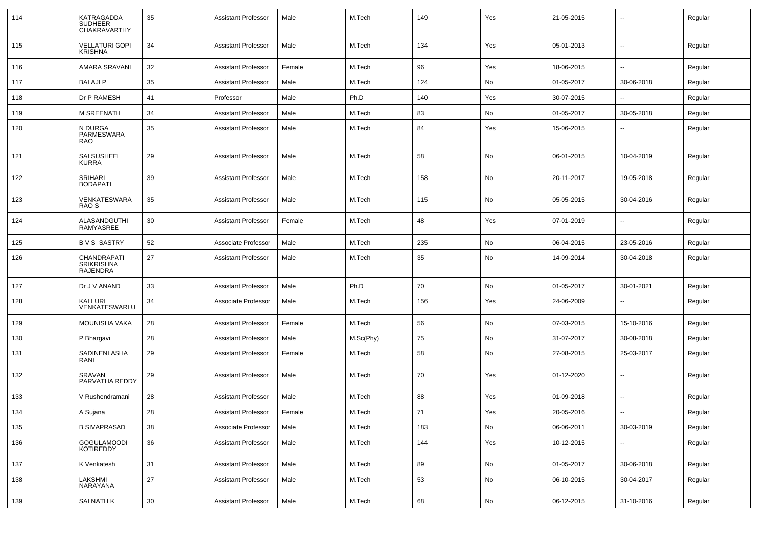| | | | | | | | | | | |
|---|---|---|---|---|---|---|---|---|---|---|
| 114 | KATRAGADDA SUDHEER CHAKRAVARTHY | 35 | Assistant Professor | Male | M.Tech | 149 | Yes | 21-05-2015 | -- | Regular |
| 115 | VELLATURI GOPI KRISHNA | 34 | Assistant Professor | Male | M.Tech | 134 | Yes | 05-01-2013 | -- | Regular |
| 116 | AMARA SRAVANI | 32 | Assistant Professor | Female | M.Tech | 96 | Yes | 18-06-2015 | -- | Regular |
| 117 | BALAJI P | 35 | Assistant Professor | Male | M.Tech | 124 | No | 01-05-2017 | 30-06-2018 | Regular |
| 118 | Dr P RAMESH | 41 | Professor | Male | Ph.D | 140 | Yes | 30-07-2015 | -- | Regular |
| 119 | M SREENATH | 34 | Assistant Professor | Male | M.Tech | 83 | No | 01-05-2017 | 30-05-2018 | Regular |
| 120 | N DURGA PARMESWARA RAO | 35 | Assistant Professor | Male | M.Tech | 84 | Yes | 15-06-2015 | -- | Regular |
| 121 | SAI SUSHEEL KURRA | 29 | Assistant Professor | Male | M.Tech | 58 | No | 06-01-2015 | 10-04-2019 | Regular |
| 122 | SRIHARI BODAPATI | 39 | Assistant Professor | Male | M.Tech | 158 | No | 20-11-2017 | 19-05-2018 | Regular |
| 123 | VENKATESWARA RAO S | 35 | Assistant Professor | Male | M.Tech | 115 | No | 05-05-2015 | 30-04-2016 | Regular |
| 124 | ALASANDGUTHI RAMYASREE | 30 | Assistant Professor | Female | M.Tech | 48 | Yes | 07-01-2019 | -- | Regular |
| 125 | B V S SASTRY | 52 | Associate Professor | Male | M.Tech | 235 | No | 06-04-2015 | 23-05-2016 | Regular |
| 126 | CHANDRAPATI SRIKRISHNA RAJENDRA | 27 | Assistant Professor | Male | M.Tech | 35 | No | 14-09-2014 | 30-04-2018 | Regular |
| 127 | Dr J V ANAND | 33 | Assistant Professor | Male | Ph.D | 70 | No | 01-05-2017 | 30-01-2021 | Regular |
| 128 | KALLURI VENKATESWARLU | 34 | Associate Professor | Male | M.Tech | 156 | Yes | 24-06-2009 | -- | Regular |
| 129 | MOUNISHA VAKA | 28 | Assistant Professor | Female | M.Tech | 56 | No | 07-03-2015 | 15-10-2016 | Regular |
| 130 | P Bhargavi | 28 | Assistant Professor | Male | M.Sc(Phy) | 75 | No | 31-07-2017 | 30-08-2018 | Regular |
| 131 | SADINENI ASHA RANI | 29 | Assistant Professor | Female | M.Tech | 58 | No | 27-08-2015 | 25-03-2017 | Regular |
| 132 | SRAVAN PARVATHA REDDY | 29 | Assistant Professor | Male | M.Tech | 70 | Yes | 01-12-2020 | -- | Regular |
| 133 | V Rushendramani | 28 | Assistant Professor | Male | M.Tech | 88 | Yes | 01-09-2018 | -- | Regular |
| 134 | A Sujana | 28 | Assistant Professor | Female | M.Tech | 71 | Yes | 20-05-2016 | -- | Regular |
| 135 | B SIVAPRASAD | 38 | Associate Professor | Male | M.Tech | 183 | No | 06-06-2011 | 30-03-2019 | Regular |
| 136 | GOGULAMOODI KOTIREDDY | 36 | Assistant Professor | Male | M.Tech | 144 | Yes | 10-12-2015 | -- | Regular |
| 137 | K Venkatesh | 31 | Assistant Professor | Male | M.Tech | 89 | No | 01-05-2017 | 30-06-2018 | Regular |
| 138 | LAKSHMI NARAYANA | 27 | Assistant Professor | Male | M.Tech | 53 | No | 06-10-2015 | 30-04-2017 | Regular |
| 139 | SAI NATH K | 30 | Assistant Professor | Male | M.Tech | 68 | No | 06-12-2015 | 31-10-2016 | Regular |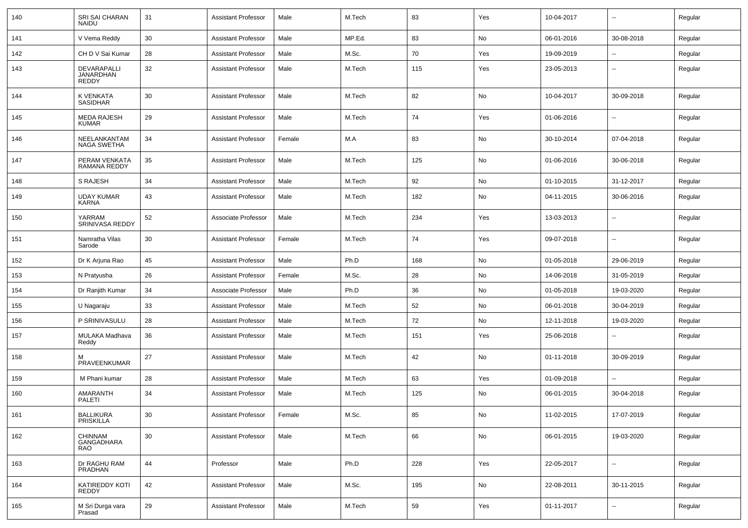| 140 | SRI SAI CHARAN NAIDU | 31 | Assistant Professor | Male | M.Tech | 83 | Yes | 10-04-2017 | -- | Regular |
|---|---|---|---|---|---|---|---|---|---|---|
| 141 | V Vema Reddy | 30 | Assistant Professor | Male | MP.Ed. | 83 | No | 06-01-2016 | 30-08-2018 | Regular |
| 142 | CH D V Sai Kumar | 28 | Assistant Professor | Male | M.Sc. | 70 | Yes | 19-09-2019 | -- | Regular |
| 143 | DEVARAPALLI JANARDHAN REDDY | 32 | Assistant Professor | Male | M.Tech | 115 | Yes | 23-05-2013 | -- | Regular |
| 144 | K VENKATA SASIDHAR | 30 | Assistant Professor | Male | M.Tech | 82 | No | 10-04-2017 | 30-09-2018 | Regular |
| 145 | MEDA RAJESH KUMAR | 29 | Assistant Professor | Male | M.Tech | 74 | Yes | 01-06-2016 | -- | Regular |
| 146 | NEELANKANTAM NAGA SWETHA | 34 | Assistant Professor | Female | M.A | 83 | No | 30-10-2014 | 07-04-2018 | Regular |
| 147 | PERAM VENKATA RAMANA REDDY | 35 | Assistant Professor | Male | M.Tech | 125 | No | 01-06-2016 | 30-06-2018 | Regular |
| 148 | S RAJESH | 34 | Assistant Professor | Male | M.Tech | 92 | No | 01-10-2015 | 31-12-2017 | Regular |
| 149 | UDAY KUMAR KARNA | 43 | Assistant Professor | Male | M.Tech | 182 | No | 04-11-2015 | 30-06-2016 | Regular |
| 150 | YARRAM SRINIVASA REDDY | 52 | Associate Professor | Male | M.Tech | 234 | Yes | 13-03-2013 | -- | Regular |
| 151 | Namratha Vilas Sarode | 30 | Assistant Professor | Female | M.Tech | 74 | Yes | 09-07-2018 | -- | Regular |
| 152 | Dr K Arjuna Rao | 45 | Assistant Professor | Male | Ph.D | 168 | No | 01-05-2018 | 29-06-2019 | Regular |
| 153 | N Pratyusha | 26 | Assistant Professor | Female | M.Sc. | 28 | No | 14-06-2018 | 31-05-2019 | Regular |
| 154 | Dr Ranjith Kumar | 34 | Associate Professor | Male | Ph.D | 36 | No | 01-05-2018 | 19-03-2020 | Regular |
| 155 | U Nagaraju | 33 | Assistant Professor | Male | M.Tech | 52 | No | 06-01-2018 | 30-04-2019 | Regular |
| 156 | P SRINIVASULU | 28 | Assistant Professor | Male | M.Tech | 72 | No | 12-11-2018 | 19-03-2020 | Regular |
| 157 | MULAKA Madhava Reddy | 36 | Assistant Professor | Male | M.Tech | 151 | Yes | 25-06-2018 | -- | Regular |
| 158 | M PRAVEENKUMAR | 27 | Assistant Professor | Male | M.Tech | 42 | No | 01-11-2018 | 30-09-2019 | Regular |
| 159 | M Phani kumar | 28 | Assistant Professor | Male | M.Tech | 63 | Yes | 01-09-2018 | -- | Regular |
| 160 | AMARANTH PALETI | 34 | Assistant Professor | Male | M.Tech | 125 | No | 06-01-2015 | 30-04-2018 | Regular |
| 161 | BALLIKURA PRISKILLA | 30 | Assistant Professor | Female | M.Sc. | 85 | No | 11-02-2015 | 17-07-2019 | Regular |
| 162 | CHINNAM GANGADHARA RAO | 30 | Assistant Professor | Male | M.Tech | 66 | No | 06-01-2015 | 19-03-2020 | Regular |
| 163 | Dr RAGHU RAM PRADHAN | 44 | Professor | Male | Ph.D | 228 | Yes | 22-05-2017 | -- | Regular |
| 164 | KATIREDDY KOTI REDDY | 42 | Assistant Professor | Male | M.Sc. | 195 | No | 22-08-2011 | 30-11-2015 | Regular |
| 165 | M Sri Durga vara Prasad | 29 | Assistant Professor | Male | M.Tech | 59 | Yes | 01-11-2017 | -- | Regular |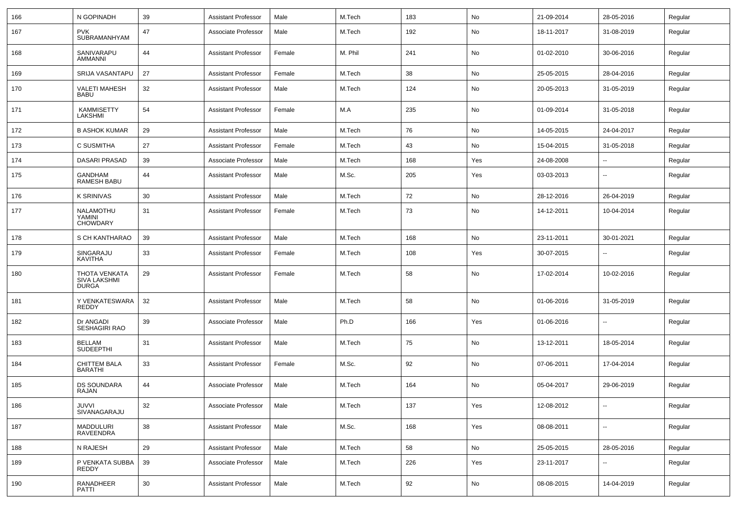| 166 | N GOPINADH | 39 | Assistant Professor | Male | M.Tech | 183 | No | 21-09-2014 | 28-05-2016 | Regular |
|---|---|---|---|---|---|---|---|---|---|---|
| 167 | PVK SUBRAMANHYAM | 47 | Associate Professor | Male | M.Tech | 192 | No | 18-11-2017 | 31-08-2019 | Regular |
| 168 | SANIVARAPU AMMANNI | 44 | Assistant Professor | Female | M. Phil | 241 | No | 01-02-2010 | 30-06-2016 | Regular |
| 169 | SRIJA VASANTAPU | 27 | Assistant Professor | Female | M.Tech | 38 | No | 25-05-2015 | 28-04-2016 | Regular |
| 170 | VALETI MAHESH BABU | 32 | Assistant Professor | Male | M.Tech | 124 | No | 20-05-2013 | 31-05-2019 | Regular |
| 171 | KAMMISETTY LAKSHMI | 54 | Assistant Professor | Female | M.A | 235 | No | 01-09-2014 | 31-05-2018 | Regular |
| 172 | B ASHOK KUMAR | 29 | Assistant Professor | Male | M.Tech | 76 | No | 14-05-2015 | 24-04-2017 | Regular |
| 173 | C SUSMITHA | 27 | Assistant Professor | Female | M.Tech | 43 | No | 15-04-2015 | 31-05-2018 | Regular |
| 174 | DASARI PRASAD | 39 | Associate Professor | Male | M.Tech | 168 | Yes | 24-08-2008 | -- | Regular |
| 175 | GANDHAM RAMESH BABU | 44 | Assistant Professor | Male | M.Sc. | 205 | Yes | 03-03-2013 | -- | Regular |
| 176 | K SRINIVAS | 30 | Assistant Professor | Male | M.Tech | 72 | No | 28-12-2016 | 26-04-2019 | Regular |
| 177 | NALAMOTHU YAMINI CHOWDARY | 31 | Assistant Professor | Female | M.Tech | 73 | No | 14-12-2011 | 10-04-2014 | Regular |
| 178 | S CH KANTHARAO | 39 | Assistant Professor | Male | M.Tech | 168 | No | 23-11-2011 | 30-01-2021 | Regular |
| 179 | SINGARAJU KAVITHA | 33 | Assistant Professor | Female | M.Tech | 108 | Yes | 30-07-2015 | -- | Regular |
| 180 | THOTA VENKATA SIVA LAKSHMI DURGA | 29 | Assistant Professor | Female | M.Tech | 58 | No | 17-02-2014 | 10-02-2016 | Regular |
| 181 | Y VENKATESWARA REDDY | 32 | Assistant Professor | Male | M.Tech | 58 | No | 01-06-2016 | 31-05-2019 | Regular |
| 182 | Dr ANGADI SESHAGIRI RAO | 39 | Associate Professor | Male | Ph.D | 166 | Yes | 01-06-2016 | -- | Regular |
| 183 | BELLAM SUDEEPTHI | 31 | Assistant Professor | Male | M.Tech | 75 | No | 13-12-2011 | 18-05-2014 | Regular |
| 184 | CHITTEM BALA BARATHI | 33 | Assistant Professor | Female | M.Sc. | 92 | No | 07-06-2011 | 17-04-2014 | Regular |
| 185 | DS SOUNDARA RAJAN | 44 | Associate Professor | Male | M.Tech | 164 | No | 05-04-2017 | 29-06-2019 | Regular |
| 186 | JUVVI SIVANAGARAJU | 32 | Associate Professor | Male | M.Tech | 137 | Yes | 12-08-2012 | -- | Regular |
| 187 | MADDULURI RAVEENDRA | 38 | Assistant Professor | Male | M.Sc. | 168 | Yes | 08-08-2011 | -- | Regular |
| 188 | N RAJESH | 29 | Assistant Professor | Male | M.Tech | 58 | No | 25-05-2015 | 28-05-2016 | Regular |
| 189 | P VENKATA SUBBA REDDY | 39 | Associate Professor | Male | M.Tech | 226 | Yes | 23-11-2017 | -- | Regular |
| 190 | RANADHEER PATTI | 30 | Assistant Professor | Male | M.Tech | 92 | No | 08-08-2015 | 14-04-2019 | Regular |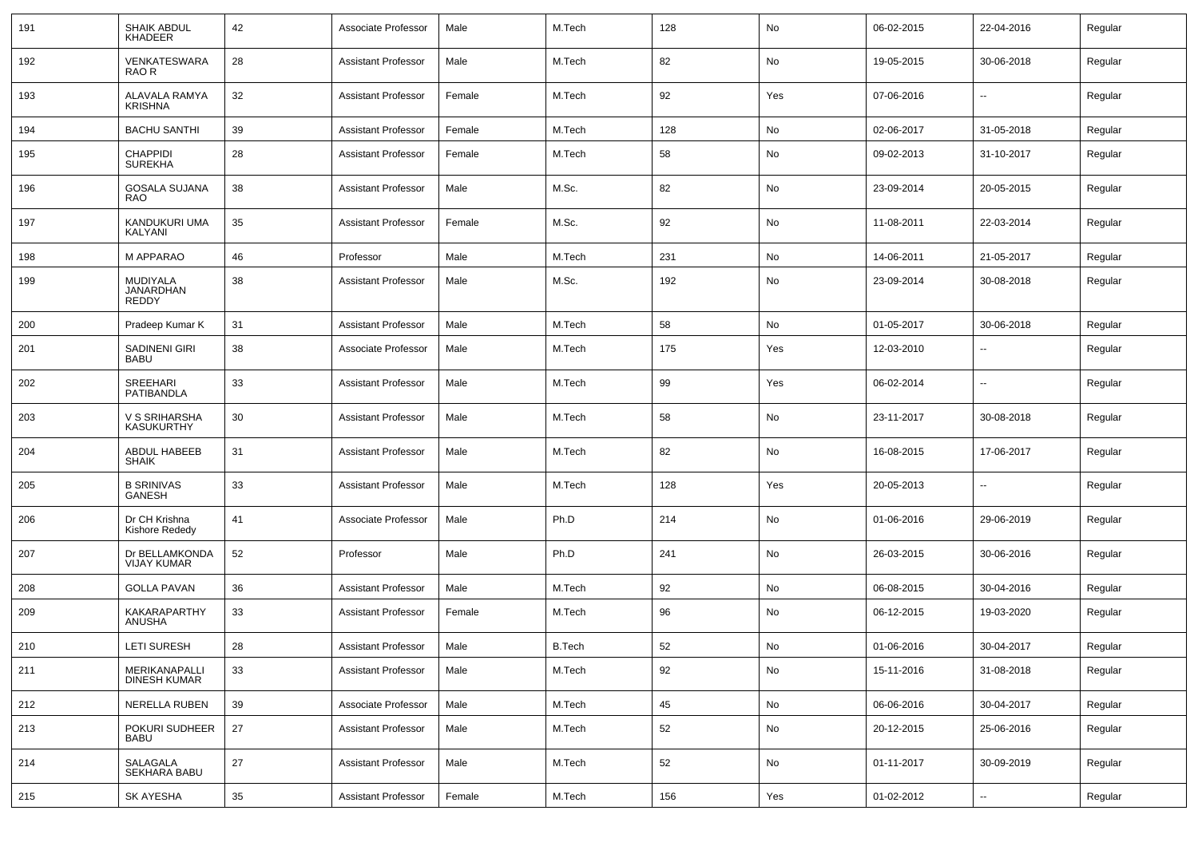| | | | | | | | | | | |
|---|---|---|---|---|---|---|---|---|---|---|
| 191 | SHAIK ABDUL KHADEER | 42 | Associate Professor | Male | M.Tech | 128 | No | 06-02-2015 | 22-04-2016 | Regular |
| 192 | VENKATESWARA RAO R | 28 | Assistant Professor | Male | M.Tech | 82 | No | 19-05-2015 | 30-06-2018 | Regular |
| 193 | ALAVALA RAMYA KRISHNA | 32 | Assistant Professor | Female | M.Tech | 92 | Yes | 07-06-2016 | -- | Regular |
| 194 | BACHU SANTHI | 39 | Assistant Professor | Female | M.Tech | 128 | No | 02-06-2017 | 31-05-2018 | Regular |
| 195 | CHAPPIDI SUREKHA | 28 | Assistant Professor | Female | M.Tech | 58 | No | 09-02-2013 | 31-10-2017 | Regular |
| 196 | GOSALA SUJANA RAO | 38 | Assistant Professor | Male | M.Sc. | 82 | No | 23-09-2014 | 20-05-2015 | Regular |
| 197 | KANDUKURI UMA KALYANI | 35 | Assistant Professor | Female | M.Sc. | 92 | No | 11-08-2011 | 22-03-2014 | Regular |
| 198 | M APPARAO | 46 | Professor | Male | M.Tech | 231 | No | 14-06-2011 | 21-05-2017 | Regular |
| 199 | MUDIYALA JANARDHAN REDDY | 38 | Assistant Professor | Male | M.Sc. | 192 | No | 23-09-2014 | 30-08-2018 | Regular |
| 200 | Pradeep Kumar K | 31 | Assistant Professor | Male | M.Tech | 58 | No | 01-05-2017 | 30-06-2018 | Regular |
| 201 | SADINENI GIRI BABU | 38 | Associate Professor | Male | M.Tech | 175 | Yes | 12-03-2010 | -- | Regular |
| 202 | SREEHARI PATIBANDLA | 33 | Assistant Professor | Male | M.Tech | 99 | Yes | 06-02-2014 | -- | Regular |
| 203 | V S SRIHARSHA KASUKURTHY | 30 | Assistant Professor | Male | M.Tech | 58 | No | 23-11-2017 | 30-08-2018 | Regular |
| 204 | ABDUL HABEEB SHAIK | 31 | Assistant Professor | Male | M.Tech | 82 | No | 16-08-2015 | 17-06-2017 | Regular |
| 205 | B SRINIVAS GANESH | 33 | Assistant Professor | Male | M.Tech | 128 | Yes | 20-05-2013 | -- | Regular |
| 206 | Dr CH Krishna Kishore Rededy | 41 | Associate Professor | Male | Ph.D | 214 | No | 01-06-2016 | 29-06-2019 | Regular |
| 207 | Dr BELLAMKONDA VIJAY KUMAR | 52 | Professor | Male | Ph.D | 241 | No | 26-03-2015 | 30-06-2016 | Regular |
| 208 | GOLLA PAVAN | 36 | Assistant Professor | Male | M.Tech | 92 | No | 06-08-2015 | 30-04-2016 | Regular |
| 209 | KAKARAPARTHY ANUSHA | 33 | Assistant Professor | Female | M.Tech | 96 | No | 06-12-2015 | 19-03-2020 | Regular |
| 210 | LETI SURESH | 28 | Assistant Professor | Male | B.Tech | 52 | No | 01-06-2016 | 30-04-2017 | Regular |
| 211 | MERIKANAPALLI DINESH KUMAR | 33 | Assistant Professor | Male | M.Tech | 92 | No | 15-11-2016 | 31-08-2018 | Regular |
| 212 | NERELLA RUBEN | 39 | Associate Professor | Male | M.Tech | 45 | No | 06-06-2016 | 30-04-2017 | Regular |
| 213 | POKURI SUDHEER BABU | 27 | Assistant Professor | Male | M.Tech | 52 | No | 20-12-2015 | 25-06-2016 | Regular |
| 214 | SALAGALA SEKHARA BABU | 27 | Assistant Professor | Male | M.Tech | 52 | No | 01-11-2017 | 30-09-2019 | Regular |
| 215 | SK AYESHA | 35 | Assistant Professor | Female | M.Tech | 156 | Yes | 01-02-2012 | -- | Regular |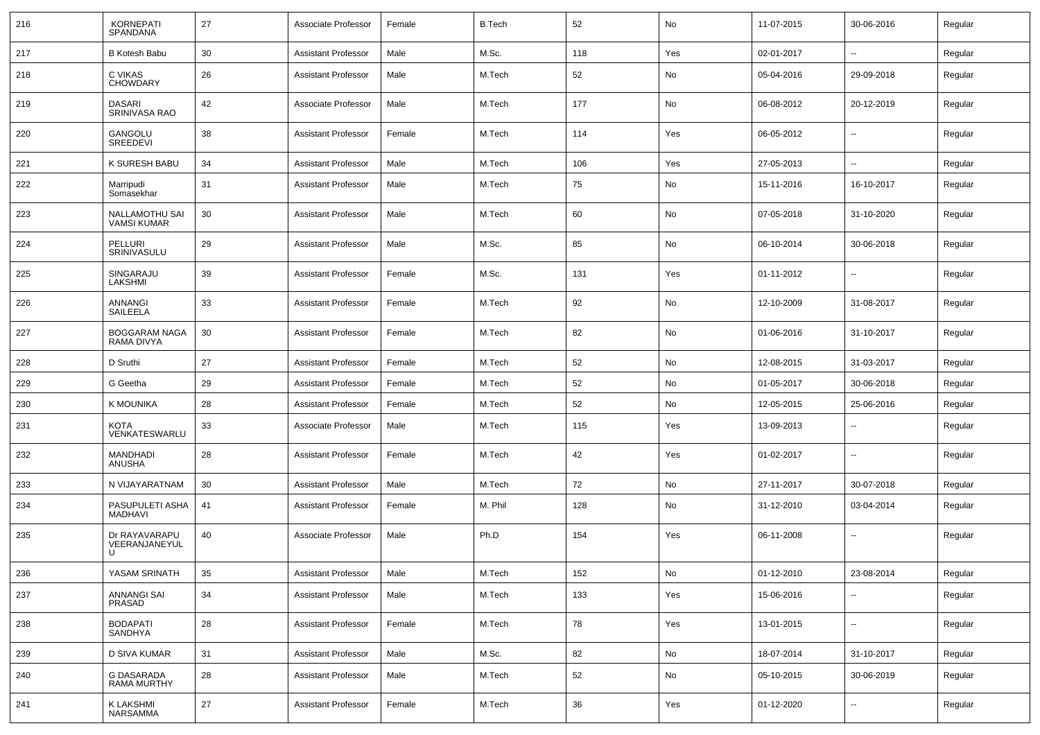| 216 | KORNEPATI SPANDANA | 27 | Associate Professor | Female | B.Tech | 52 | No | 11-07-2015 | 30-06-2016 | Regular |
|---|---|---|---|---|---|---|---|---|---|---|
| 217 | B Kotesh Babu | 30 | Assistant Professor | Male | M.Sc. | 118 | Yes | 02-01-2017 | -- | Regular |
| 218 | C VIKAS CHOWDARY | 26 | Assistant Professor | Male | M.Tech | 52 | No | 05-04-2016 | 29-09-2018 | Regular |
| 219 | DASARI SRINIVASA RAO | 42 | Associate Professor | Male | M.Tech | 177 | No | 06-08-2012 | 20-12-2019 | Regular |
| 220 | GANGOLU SREEDEVI | 38 | Assistant Professor | Female | M.Tech | 114 | Yes | 06-05-2012 | -- | Regular |
| 221 | K SURESH BABU | 34 | Assistant Professor | Male | M.Tech | 106 | Yes | 27-05-2013 | -- | Regular |
| 222 | Marripudi Somasekhar | 31 | Assistant Professor | Male | M.Tech | 75 | No | 15-11-2016 | 16-10-2017 | Regular |
| 223 | NALLAMOTHU SAI VAMSI KUMAR | 30 | Assistant Professor | Male | M.Tech | 60 | No | 07-05-2018 | 31-10-2020 | Regular |
| 224 | PELLURI SRINIVASULU | 29 | Assistant Professor | Male | M.Sc. | 85 | No | 06-10-2014 | 30-06-2018 | Regular |
| 225 | SINGARAJU LAKSHMI | 39 | Assistant Professor | Female | M.Sc. | 131 | Yes | 01-11-2012 | -- | Regular |
| 226 | ANNANGI SAILEELA | 33 | Assistant Professor | Female | M.Tech | 92 | No | 12-10-2009 | 31-08-2017 | Regular |
| 227 | BOGGARAM NAGA RAMA DIVYA | 30 | Assistant Professor | Female | M.Tech | 82 | No | 01-06-2016 | 31-10-2017 | Regular |
| 228 | D Sruthi | 27 | Assistant Professor | Female | M.Tech | 52 | No | 12-08-2015 | 31-03-2017 | Regular |
| 229 | G Geetha | 29 | Assistant Professor | Female | M.Tech | 52 | No | 01-05-2017 | 30-06-2018 | Regular |
| 230 | K MOUNIKA | 28 | Assistant Professor | Female | M.Tech | 52 | No | 12-05-2015 | 25-06-2016 | Regular |
| 231 | KOTA VENKATESWARLU | 33 | Associate Professor | Male | M.Tech | 115 | Yes | 13-09-2013 | -- | Regular |
| 232 | MANDHADI ANUSHA | 28 | Assistant Professor | Female | M.Tech | 42 | Yes | 01-02-2017 | -- | Regular |
| 233 | N VIJAYARATNAM | 30 | Assistant Professor | Male | M.Tech | 72 | No | 27-11-2017 | 30-07-2018 | Regular |
| 234 | PASUPULETI ASHA MADHAVI | 41 | Assistant Professor | Female | M. Phil | 128 | No | 31-12-2010 | 03-04-2014 | Regular |
| 235 | Dr RAYAVARAPU VEERANJANEYULU | 40 | Associate Professor | Male | Ph.D | 154 | Yes | 06-11-2008 | -- | Regular |
| 236 | YASAM SRINATH | 35 | Assistant Professor | Male | M.Tech | 152 | No | 01-12-2010 | 23-08-2014 | Regular |
| 237 | ANNANGI SAI PRASAD | 34 | Assistant Professor | Male | M.Tech | 133 | Yes | 15-06-2016 | -- | Regular |
| 238 | BODAPATI SANDHYA | 28 | Assistant Professor | Female | M.Tech | 78 | Yes | 13-01-2015 | -- | Regular |
| 239 | D SIVA KUMAR | 31 | Assistant Professor | Male | M.Sc. | 82 | No | 18-07-2014 | 31-10-2017 | Regular |
| 240 | G DASARADA RAMA MURTHY | 28 | Assistant Professor | Male | M.Tech | 52 | No | 05-10-2015 | 30-06-2019 | Regular |
| 241 | K LAKSHMI NARSAMMA | 27 | Assistant Professor | Female | M.Tech | 36 | Yes | 01-12-2020 | -- | Regular |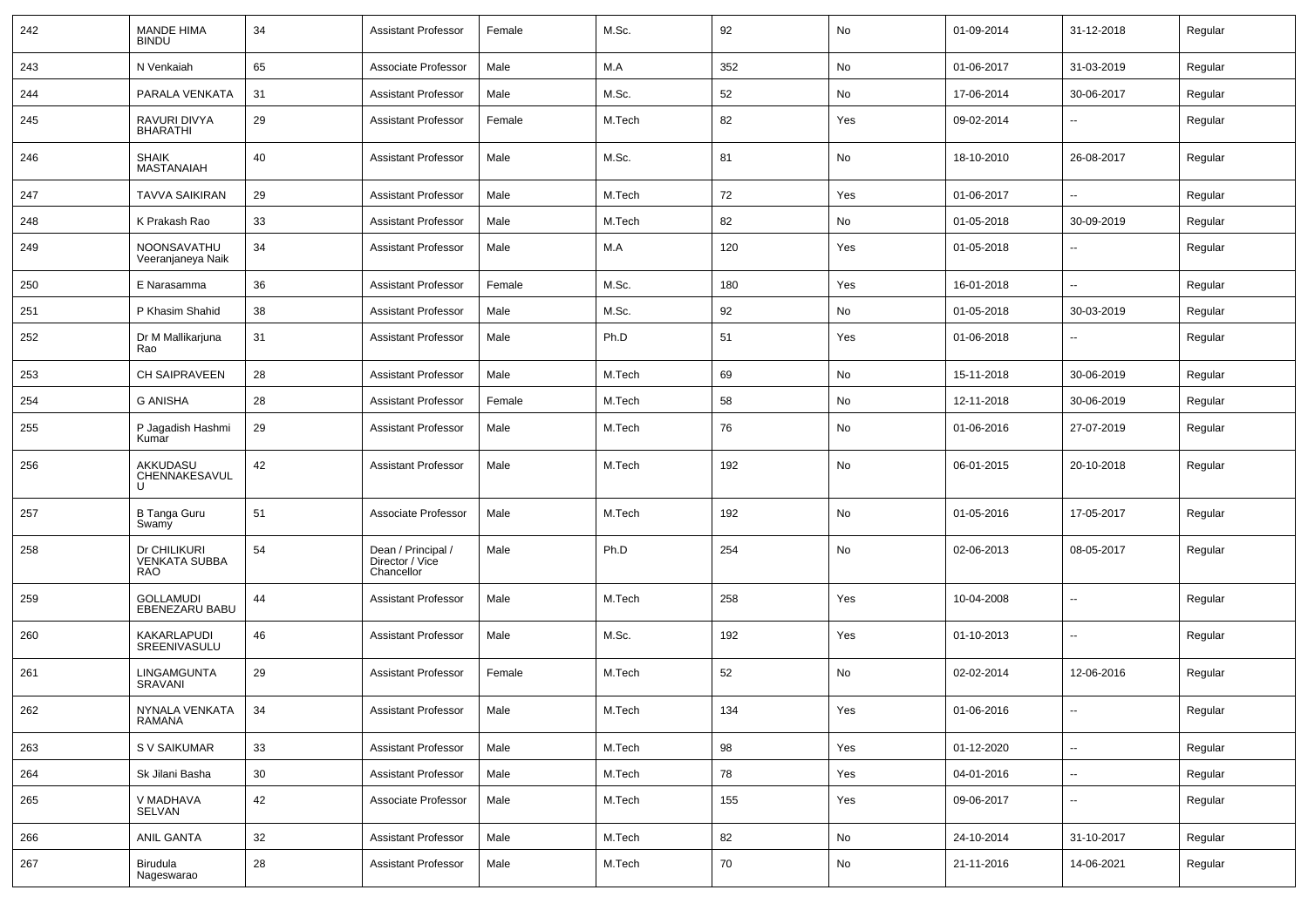| 242 | MANDE HIMA BINDU | 34 | Assistant Professor | Female | M.Sc. | 92 | No | 01-09-2014 | 31-12-2018 | Regular |
|---|---|---|---|---|---|---|---|---|---|---|
| 243 | N Venkaiah | 65 | Associate Professor | Male | M.A | 352 | No | 01-06-2017 | 31-03-2019 | Regular |
| 244 | PARALA VENKATA | 31 | Assistant Professor | Male | M.Sc. | 52 | No | 17-06-2014 | 30-06-2017 | Regular |
| 245 | RAVURI DIVYA BHARATHI | 29 | Assistant Professor | Female | M.Tech | 82 | Yes | 09-02-2014 | -- | Regular |
| 246 | SHAIK MASTANAIAH | 40 | Assistant Professor | Male | M.Sc. | 81 | No | 18-10-2010 | 26-08-2017 | Regular |
| 247 | TAVVA SAIKIRAN | 29 | Assistant Professor | Male | M.Tech | 72 | Yes | 01-06-2017 | -- | Regular |
| 248 | K Prakash Rao | 33 | Assistant Professor | Male | M.Tech | 82 | No | 01-05-2018 | 30-09-2019 | Regular |
| 249 | NOONSAVATHU Veeranjaneya Naik | 34 | Assistant Professor | Male | M.A | 120 | Yes | 01-05-2018 | -- | Regular |
| 250 | E Narasamma | 36 | Assistant Professor | Female | M.Sc. | 180 | Yes | 16-01-2018 | -- | Regular |
| 251 | P Khasim Shahid | 38 | Assistant Professor | Male | M.Sc. | 92 | No | 01-05-2018 | 30-03-2019 | Regular |
| 252 | Dr M Mallikarjuna Rao | 31 | Assistant Professor | Male | Ph.D | 51 | Yes | 01-06-2018 | -- | Regular |
| 253 | CH SAIPRAVEEN | 28 | Assistant Professor | Male | M.Tech | 69 | No | 15-11-2018 | 30-06-2019 | Regular |
| 254 | G ANISHA | 28 | Assistant Professor | Female | M.Tech | 58 | No | 12-11-2018 | 30-06-2019 | Regular |
| 255 | P Jagadish Hashmi Kumar | 29 | Assistant Professor | Male | M.Tech | 76 | No | 01-06-2016 | 27-07-2019 | Regular |
| 256 | AKKUDASU CHENNAKESAVULU | 42 | Assistant Professor | Male | M.Tech | 192 | No | 06-01-2015 | 20-10-2018 | Regular |
| 257 | B Tanga Guru Swamy | 51 | Associate Professor | Male | M.Tech | 192 | No | 01-05-2016 | 17-05-2017 | Regular |
| 258 | Dr CHILIKURI VENKATA SUBBA RAO | 54 | Dean / Principal / Director / Vice Chancellor | Male | Ph.D | 254 | No | 02-06-2013 | 08-05-2017 | Regular |
| 259 | GOLLAMUDI EBENEZARU BABU | 44 | Assistant Professor | Male | M.Tech | 258 | Yes | 10-04-2008 | -- | Regular |
| 260 | KAKARLAPUDI SREENIVASULU | 46 | Assistant Professor | Male | M.Sc. | 192 | Yes | 01-10-2013 | -- | Regular |
| 261 | LINGAMGUNTA SRAVANI | 29 | Assistant Professor | Female | M.Tech | 52 | No | 02-02-2014 | 12-06-2016 | Regular |
| 262 | NYNALA VENKATA RAMANA | 34 | Assistant Professor | Male | M.Tech | 134 | Yes | 01-06-2016 | -- | Regular |
| 263 | S V SAIKUMAR | 33 | Assistant Professor | Male | M.Tech | 98 | Yes | 01-12-2020 | -- | Regular |
| 264 | Sk Jilani Basha | 30 | Assistant Professor | Male | M.Tech | 78 | Yes | 04-01-2016 | -- | Regular |
| 265 | V MADHAVA SELVAN | 42 | Associate Professor | Male | M.Tech | 155 | Yes | 09-06-2017 | -- | Regular |
| 266 | ANIL GANTA | 32 | Assistant Professor | Male | M.Tech | 82 | No | 24-10-2014 | 31-10-2017 | Regular |
| 267 | Birudula Nageswarao | 28 | Assistant Professor | Male | M.Tech | 70 | No | 21-11-2016 | 14-06-2021 | Regular |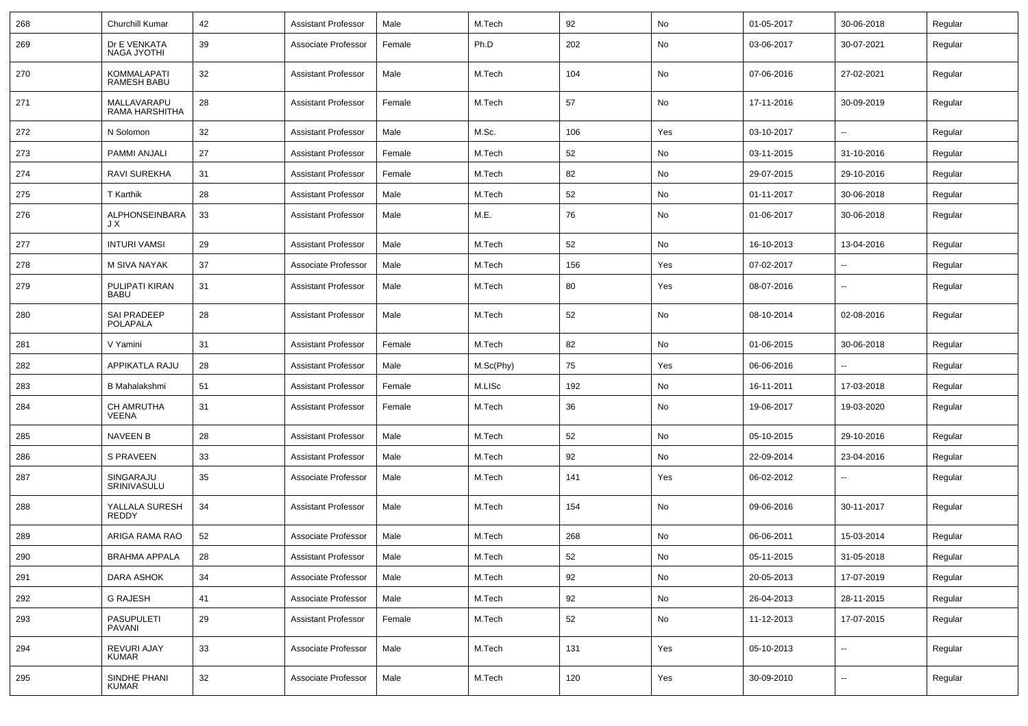| 268 | Churchill Kumar | 42 | Assistant Professor | Male | M.Tech | 92 | No | 01-05-2017 | 30-06-2018 | Regular |
|---|---|---|---|---|---|---|---|---|---|---|
| 269 | Dr E VENKATA NAGA JYOTHI | 39 | Associate Professor | Female | Ph.D | 202 | No | 03-06-2017 | 30-07-2021 | Regular |
| 270 | KOMMALAPATI RAMESH BABU | 32 | Assistant Professor | Male | M.Tech | 104 | No | 07-06-2016 | 27-02-2021 | Regular |
| 271 | MALLAVARAPU RAMA HARSHITHA | 28 | Assistant Professor | Female | M.Tech | 57 | No | 17-11-2016 | 30-09-2019 | Regular |
| 272 | N Solomon | 32 | Assistant Professor | Male | M.Sc. | 106 | Yes | 03-10-2017 | -- | Regular |
| 273 | PAMMI ANJALI | 27 | Assistant Professor | Female | M.Tech | 52 | No | 03-11-2015 | 31-10-2016 | Regular |
| 274 | RAVI SUREKHA | 31 | Assistant Professor | Female | M.Tech | 82 | No | 29-07-2015 | 29-10-2016 | Regular |
| 275 | T Karthik | 28 | Assistant Professor | Male | M.Tech | 52 | No | 01-11-2017 | 30-06-2018 | Regular |
| 276 | ALPHONSEINBARA J X | 33 | Assistant Professor | Male | M.E. | 76 | No | 01-06-2017 | 30-06-2018 | Regular |
| 277 | INTURI VAMSI | 29 | Assistant Professor | Male | M.Tech | 52 | No | 16-10-2013 | 13-04-2016 | Regular |
| 278 | M SIVA NAYAK | 37 | Associate Professor | Male | M.Tech | 156 | Yes | 07-02-2017 | -- | Regular |
| 279 | PULIPATI KIRAN BABU | 31 | Assistant Professor | Male | M.Tech | 80 | Yes | 08-07-2016 | -- | Regular |
| 280 | SAI PRADEEP POLAPALA | 28 | Assistant Professor | Male | M.Tech | 52 | No | 08-10-2014 | 02-08-2016 | Regular |
| 281 | V Yamini | 31 | Assistant Professor | Female | M.Tech | 82 | No | 01-06-2015 | 30-06-2018 | Regular |
| 282 | APPIKATLA RAJU | 28 | Assistant Professor | Male | M.Sc(Phy) | 75 | Yes | 06-06-2016 | -- | Regular |
| 283 | B Mahalakshmi | 51 | Assistant Professor | Female | M.LISc | 192 | No | 16-11-2011 | 17-03-2018 | Regular |
| 284 | CH AMRUTHA VEENA | 31 | Assistant Professor | Female | M.Tech | 36 | No | 19-06-2017 | 19-03-2020 | Regular |
| 285 | NAVEEN B | 28 | Assistant Professor | Male | M.Tech | 52 | No | 05-10-2015 | 29-10-2016 | Regular |
| 286 | S PRAVEEN | 33 | Assistant Professor | Male | M.Tech | 92 | No | 22-09-2014 | 23-04-2016 | Regular |
| 287 | SINGARAJU SRINIVASULU | 35 | Associate Professor | Male | M.Tech | 141 | Yes | 06-02-2012 | -- | Regular |
| 288 | YALLALA SURESH REDDY | 34 | Assistant Professor | Male | M.Tech | 154 | No | 09-06-2016 | 30-11-2017 | Regular |
| 289 | ARIGA RAMA RAO | 52 | Associate Professor | Male | M.Tech | 268 | No | 06-06-2011 | 15-03-2014 | Regular |
| 290 | BRAHMA APPALA | 28 | Assistant Professor | Male | M.Tech | 52 | No | 05-11-2015 | 31-05-2018 | Regular |
| 291 | DARA ASHOK | 34 | Associate Professor | Male | M.Tech | 92 | No | 20-05-2013 | 17-07-2019 | Regular |
| 292 | G RAJESH | 41 | Associate Professor | Male | M.Tech | 92 | No | 26-04-2013 | 28-11-2015 | Regular |
| 293 | PASUPULETI PAVANI | 29 | Assistant Professor | Female | M.Tech | 52 | No | 11-12-2013 | 17-07-2015 | Regular |
| 294 | REVURI AJAY KUMAR | 33 | Associate Professor | Male | M.Tech | 131 | Yes | 05-10-2013 | -- | Regular |
| 295 | SINDHE PHANI KUMAR | 32 | Associate Professor | Male | M.Tech | 120 | Yes | 30-09-2010 | -- | Regular |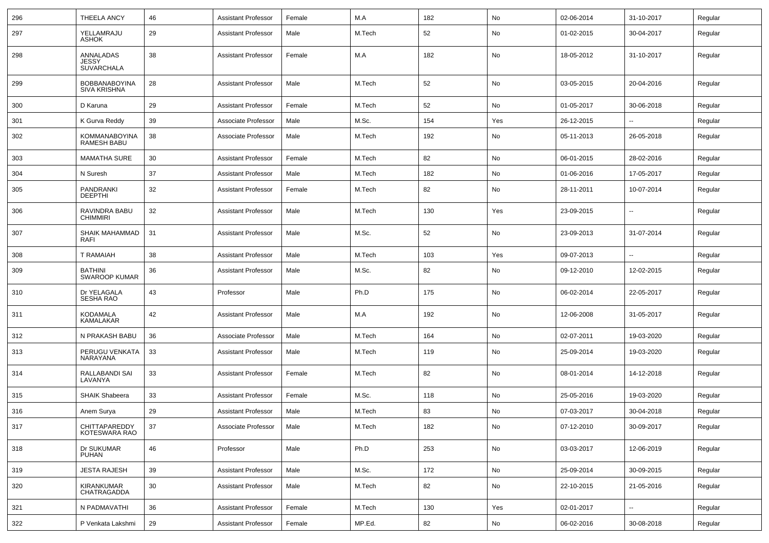| | | | | | | | | | | |
|---|---|---|---|---|---|---|---|---|---|---|
| 296 | THEELA ANCY | 46 | Assistant Professor | Female | M.A | 182 | No | 02-06-2014 | 31-10-2017 | Regular |
| 297 | YELLAMRAJU ASHOK | 29 | Assistant Professor | Male | M.Tech | 52 | No | 01-02-2015 | 30-04-2017 | Regular |
| 298 | ANNALADAS JESSY SUVARCHALA | 38 | Assistant Professor | Female | M.A | 182 | No | 18-05-2012 | 31-10-2017 | Regular |
| 299 | BOBBANABOYINA SIVA KRISHNA | 28 | Assistant Professor | Male | M.Tech | 52 | No | 03-05-2015 | 20-04-2016 | Regular |
| 300 | D Karuna | 29 | Assistant Professor | Female | M.Tech | 52 | No | 01-05-2017 | 30-06-2018 | Regular |
| 301 | K Gurva Reddy | 39 | Associate Professor | Male | M.Sc. | 154 | Yes | 26-12-2015 | -- | Regular |
| 302 | KOMMANABOYINA RAMESH BABU | 38 | Associate Professor | Male | M.Tech | 192 | No | 05-11-2013 | 26-05-2018 | Regular |
| 303 | MAMATHA SURE | 30 | Assistant Professor | Female | M.Tech | 82 | No | 06-01-2015 | 28-02-2016 | Regular |
| 304 | N Suresh | 37 | Assistant Professor | Male | M.Tech | 182 | No | 01-06-2016 | 17-05-2017 | Regular |
| 305 | PANDRANKI DEEPTHI | 32 | Assistant Professor | Female | M.Tech | 82 | No | 28-11-2011 | 10-07-2014 | Regular |
| 306 | RAVINDRA BABU CHIMMIRI | 32 | Assistant Professor | Male | M.Tech | 130 | Yes | 23-09-2015 | -- | Regular |
| 307 | SHAIK MAHAMMAD RAFI | 31 | Assistant Professor | Male | M.Sc. | 52 | No | 23-09-2013 | 31-07-2014 | Regular |
| 308 | T RAMAIAH | 38 | Assistant Professor | Male | M.Tech | 103 | Yes | 09-07-2013 | -- | Regular |
| 309 | BATHINI SWAROOP KUMAR | 36 | Assistant Professor | Male | M.Sc. | 82 | No | 09-12-2010 | 12-02-2015 | Regular |
| 310 | Dr YELAGALA SESHA RAO | 43 | Professor | Male | Ph.D | 175 | No | 06-02-2014 | 22-05-2017 | Regular |
| 311 | KODAMALA KAMALAKAR | 42 | Assistant Professor | Male | M.A | 192 | No | 12-06-2008 | 31-05-2017 | Regular |
| 312 | N PRAKASH BABU | 36 | Associate Professor | Male | M.Tech | 164 | No | 02-07-2011 | 19-03-2020 | Regular |
| 313 | PERUGU VENKATA NARAYANA | 33 | Assistant Professor | Male | M.Tech | 119 | No | 25-09-2014 | 19-03-2020 | Regular |
| 314 | RALLABANDI SAI LAVANYA | 33 | Assistant Professor | Female | M.Tech | 82 | No | 08-01-2014 | 14-12-2018 | Regular |
| 315 | SHAIK Shabeera | 33 | Assistant Professor | Female | M.Sc. | 118 | No | 25-05-2016 | 19-03-2020 | Regular |
| 316 | Anem Surya | 29 | Assistant Professor | Male | M.Tech | 83 | No | 07-03-2017 | 30-04-2018 | Regular |
| 317 | CHITTAPAREDDY KOTESWARA RAO | 37 | Associate Professor | Male | M.Tech | 182 | No | 07-12-2010 | 30-09-2017 | Regular |
| 318 | Dr SUKUMAR PUHAN | 46 | Professor | Male | Ph.D | 253 | No | 03-03-2017 | 12-06-2019 | Regular |
| 319 | JESTA RAJESH | 39 | Assistant Professor | Male | M.Sc. | 172 | No | 25-09-2014 | 30-09-2015 | Regular |
| 320 | KIRANKUMAR CHATRAGADDA | 30 | Assistant Professor | Male | M.Tech | 82 | No | 22-10-2015 | 21-05-2016 | Regular |
| 321 | N PADMAVATHI | 36 | Assistant Professor | Female | M.Tech | 130 | Yes | 02-01-2017 | -- | Regular |
| 322 | P Venkata Lakshmi | 29 | Assistant Professor | Female | MP.Ed. | 82 | No | 06-02-2016 | 30-08-2018 | Regular |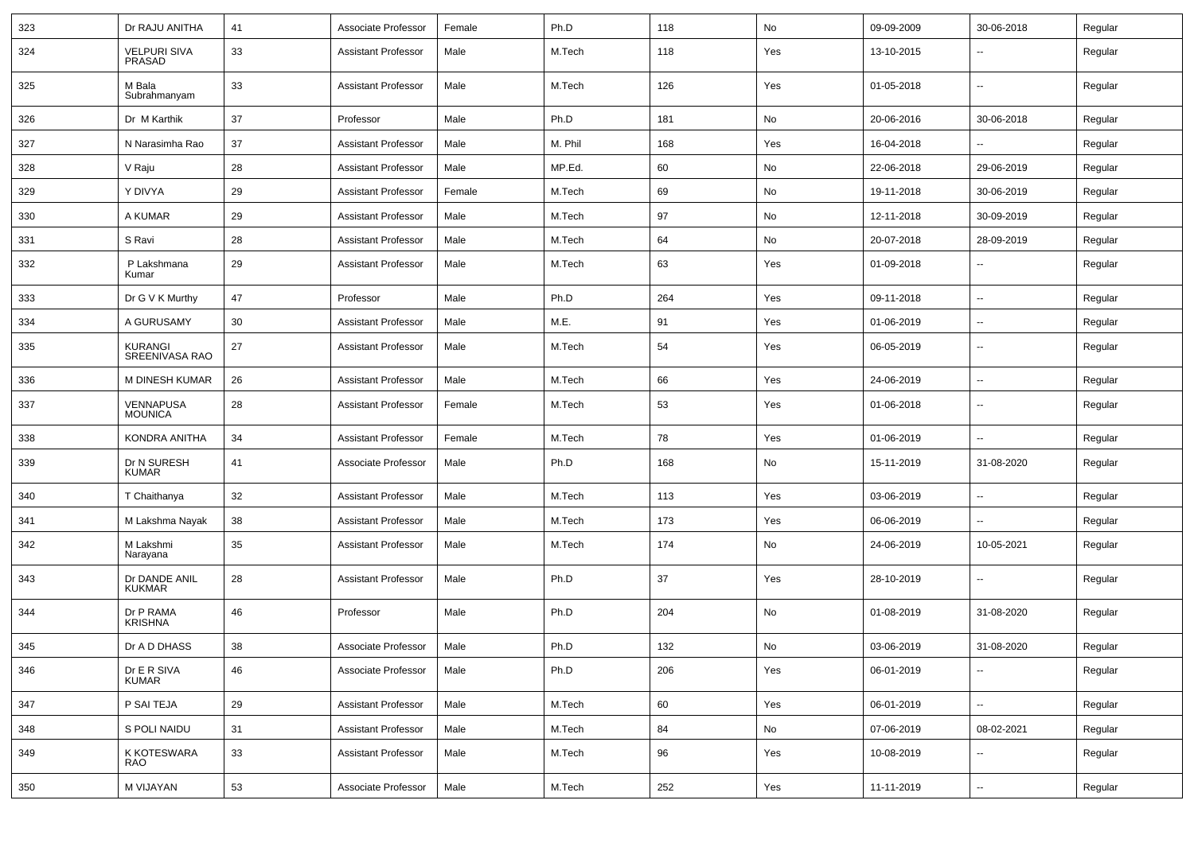| | | | | | | | | | | |
|---|---|---|---|---|---|---|---|---|---|---|
| 323 | Dr RAJU ANITHA | 41 | Associate Professor | Female | Ph.D | 118 | No | 09-09-2009 | 30-06-2018 | Regular |
| 324 | VELPURI SIVA PRASAD | 33 | Assistant Professor | Male | M.Tech | 118 | Yes | 13-10-2015 | -- | Regular |
| 325 | M Bala Subrahmanyam | 33 | Assistant Professor | Male | M.Tech | 126 | Yes | 01-05-2018 | -- | Regular |
| 326 | Dr M Karthik | 37 | Professor | Male | Ph.D | 181 | No | 20-06-2016 | 30-06-2018 | Regular |
| 327 | N Narasimha Rao | 37 | Assistant Professor | Male | M. Phil | 168 | Yes | 16-04-2018 | -- | Regular |
| 328 | V Raju | 28 | Assistant Professor | Male | MP.Ed. | 60 | No | 22-06-2018 | 29-06-2019 | Regular |
| 329 | Y DIVYA | 29 | Assistant Professor | Female | M.Tech | 69 | No | 19-11-2018 | 30-06-2019 | Regular |
| 330 | A KUMAR | 29 | Assistant Professor | Male | M.Tech | 97 | No | 12-11-2018 | 30-09-2019 | Regular |
| 331 | S Ravi | 28 | Assistant Professor | Male | M.Tech | 64 | No | 20-07-2018 | 28-09-2019 | Regular |
| 332 | P Lakshmana Kumar | 29 | Assistant Professor | Male | M.Tech | 63 | Yes | 01-09-2018 | -- | Regular |
| 333 | Dr G V K Murthy | 47 | Professor | Male | Ph.D | 264 | Yes | 09-11-2018 | -- | Regular |
| 334 | A GURUSAMY | 30 | Assistant Professor | Male | M.E. | 91 | Yes | 01-06-2019 | -- | Regular |
| 335 | KURANGI SREENIVASA RAO | 27 | Assistant Professor | Male | M.Tech | 54 | Yes | 06-05-2019 | -- | Regular |
| 336 | M DINESH KUMAR | 26 | Assistant Professor | Male | M.Tech | 66 | Yes | 24-06-2019 | -- | Regular |
| 337 | VENNAPUSA MOUNICA | 28 | Assistant Professor | Female | M.Tech | 53 | Yes | 01-06-2018 | -- | Regular |
| 338 | KONDRA ANITHA | 34 | Assistant Professor | Female | M.Tech | 78 | Yes | 01-06-2019 | -- | Regular |
| 339 | Dr N SURESH KUMAR | 41 | Associate Professor | Male | Ph.D | 168 | No | 15-11-2019 | 31-08-2020 | Regular |
| 340 | T Chaithanya | 32 | Assistant Professor | Male | M.Tech | 113 | Yes | 03-06-2019 | -- | Regular |
| 341 | M Lakshma Nayak | 38 | Assistant Professor | Male | M.Tech | 173 | Yes | 06-06-2019 | -- | Regular |
| 342 | M Lakshmi Narayana | 35 | Assistant Professor | Male | M.Tech | 174 | No | 24-06-2019 | 10-05-2021 | Regular |
| 343 | Dr DANDE ANIL KUKMAR | 28 | Assistant Professor | Male | Ph.D | 37 | Yes | 28-10-2019 | -- | Regular |
| 344 | Dr P RAMA KRISHNA | 46 | Professor | Male | Ph.D | 204 | No | 01-08-2019 | 31-08-2020 | Regular |
| 345 | Dr A D DHASS | 38 | Associate Professor | Male | Ph.D | 132 | No | 03-06-2019 | 31-08-2020 | Regular |
| 346 | Dr E R SIVA KUMAR | 46 | Associate Professor | Male | Ph.D | 206 | Yes | 06-01-2019 | -- | Regular |
| 347 | P SAI TEJA | 29 | Assistant Professor | Male | M.Tech | 60 | Yes | 06-01-2019 | -- | Regular |
| 348 | S POLI NAIDU | 31 | Assistant Professor | Male | M.Tech | 84 | No | 07-06-2019 | 08-02-2021 | Regular |
| 349 | K KOTESWARA RAO | 33 | Assistant Professor | Male | M.Tech | 96 | Yes | 10-08-2019 | -- | Regular |
| 350 | M VIJAYAN | 53 | Associate Professor | Male | M.Tech | 252 | Yes | 11-11-2019 | -- | Regular |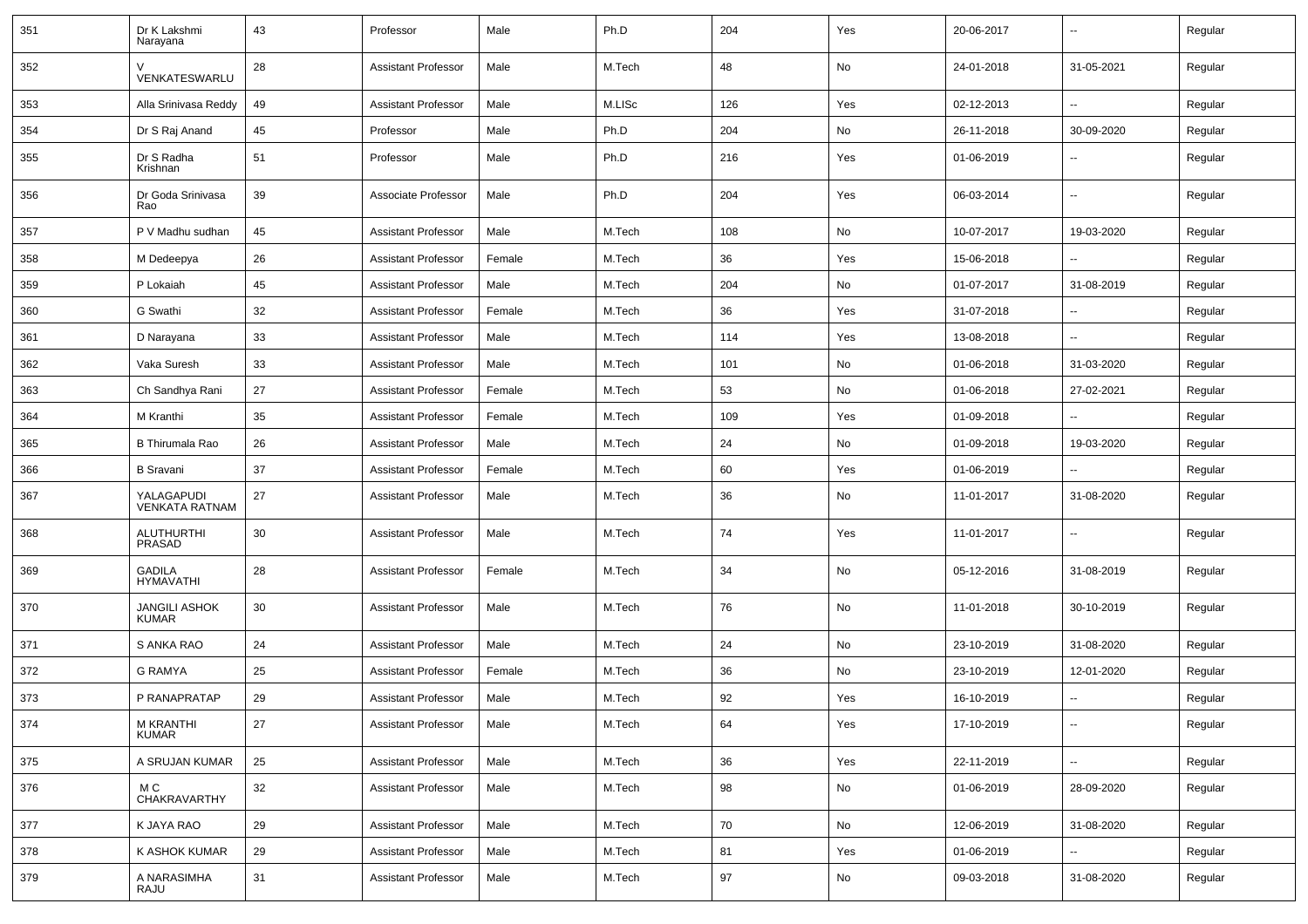| 351 | Dr K Lakshmi Narayana | 43 | Professor | Male | Ph.D | 204 | Yes | 20-06-2017 | -- | Regular |
|---|---|---|---|---|---|---|---|---|---|---|
| 352 | V VENKATESWARLU | 28 | Assistant Professor | Male | M.Tech | 48 | No | 24-01-2018 | 31-05-2021 | Regular |
| 353 | Alla Srinivasa Reddy | 49 | Assistant Professor | Male | M.LISc | 126 | Yes | 02-12-2013 | -- | Regular |
| 354 | Dr S Raj Anand | 45 | Professor | Male | Ph.D | 204 | No | 26-11-2018 | 30-09-2020 | Regular |
| 355 | Dr S Radha Krishnan | 51 | Professor | Male | Ph.D | 216 | Yes | 01-06-2019 | -- | Regular |
| 356 | Dr Goda Srinivasa Rao | 39 | Associate Professor | Male | Ph.D | 204 | Yes | 06-03-2014 | -- | Regular |
| 357 | P V Madhu sudhan | 45 | Assistant Professor | Male | M.Tech | 108 | No | 10-07-2017 | 19-03-2020 | Regular |
| 358 | M Dedeepya | 26 | Assistant Professor | Female | M.Tech | 36 | Yes | 15-06-2018 | -- | Regular |
| 359 | P Lokaiah | 45 | Assistant Professor | Male | M.Tech | 204 | No | 01-07-2017 | 31-08-2019 | Regular |
| 360 | G Swathi | 32 | Assistant Professor | Female | M.Tech | 36 | Yes | 31-07-2018 | -- | Regular |
| 361 | D Narayana | 33 | Assistant Professor | Male | M.Tech | 114 | Yes | 13-08-2018 | -- | Regular |
| 362 | Vaka Suresh | 33 | Assistant Professor | Male | M.Tech | 101 | No | 01-06-2018 | 31-03-2020 | Regular |
| 363 | Ch Sandhya Rani | 27 | Assistant Professor | Female | M.Tech | 53 | No | 01-06-2018 | 27-02-2021 | Regular |
| 364 | M Kranthi | 35 | Assistant Professor | Female | M.Tech | 109 | Yes | 01-09-2018 | -- | Regular |
| 365 | B Thirumala Rao | 26 | Assistant Professor | Male | M.Tech | 24 | No | 01-09-2018 | 19-03-2020 | Regular |
| 366 | B Sravani | 37 | Assistant Professor | Female | M.Tech | 60 | Yes | 01-06-2019 | -- | Regular |
| 367 | YALAGAPUDI VENKATA RATNAM | 27 | Assistant Professor | Male | M.Tech | 36 | No | 11-01-2017 | 31-08-2020 | Regular |
| 368 | ALUTHURTHI PRASAD | 30 | Assistant Professor | Male | M.Tech | 74 | Yes | 11-01-2017 | -- | Regular |
| 369 | GADILA HYMAVATHI | 28 | Assistant Professor | Female | M.Tech | 34 | No | 05-12-2016 | 31-08-2019 | Regular |
| 370 | JANGILI ASHOK KUMAR | 30 | Assistant Professor | Male | M.Tech | 76 | No | 11-01-2018 | 30-10-2019 | Regular |
| 371 | S ANKA RAO | 24 | Assistant Professor | Male | M.Tech | 24 | No | 23-10-2019 | 31-08-2020 | Regular |
| 372 | G RAMYA | 25 | Assistant Professor | Female | M.Tech | 36 | No | 23-10-2019 | 12-01-2020 | Regular |
| 373 | P RANAPRATAP | 29 | Assistant Professor | Male | M.Tech | 92 | Yes | 16-10-2019 | -- | Regular |
| 374 | M KRANTHI KUMAR | 27 | Assistant Professor | Male | M.Tech | 64 | Yes | 17-10-2019 | -- | Regular |
| 375 | A SRUJAN KUMAR | 25 | Assistant Professor | Male | M.Tech | 36 | Yes | 22-11-2019 | -- | Regular |
| 376 | M C CHAKRAVARTHY | 32 | Assistant Professor | Male | M.Tech | 98 | No | 01-06-2019 | 28-09-2020 | Regular |
| 377 | K JAYA RAO | 29 | Assistant Professor | Male | M.Tech | 70 | No | 12-06-2019 | 31-08-2020 | Regular |
| 378 | K ASHOK KUMAR | 29 | Assistant Professor | Male | M.Tech | 81 | Yes | 01-06-2019 | -- | Regular |
| 379 | A NARASIMHA RAJU | 31 | Assistant Professor | Male | M.Tech | 97 | No | 09-03-2018 | 31-08-2020 | Regular |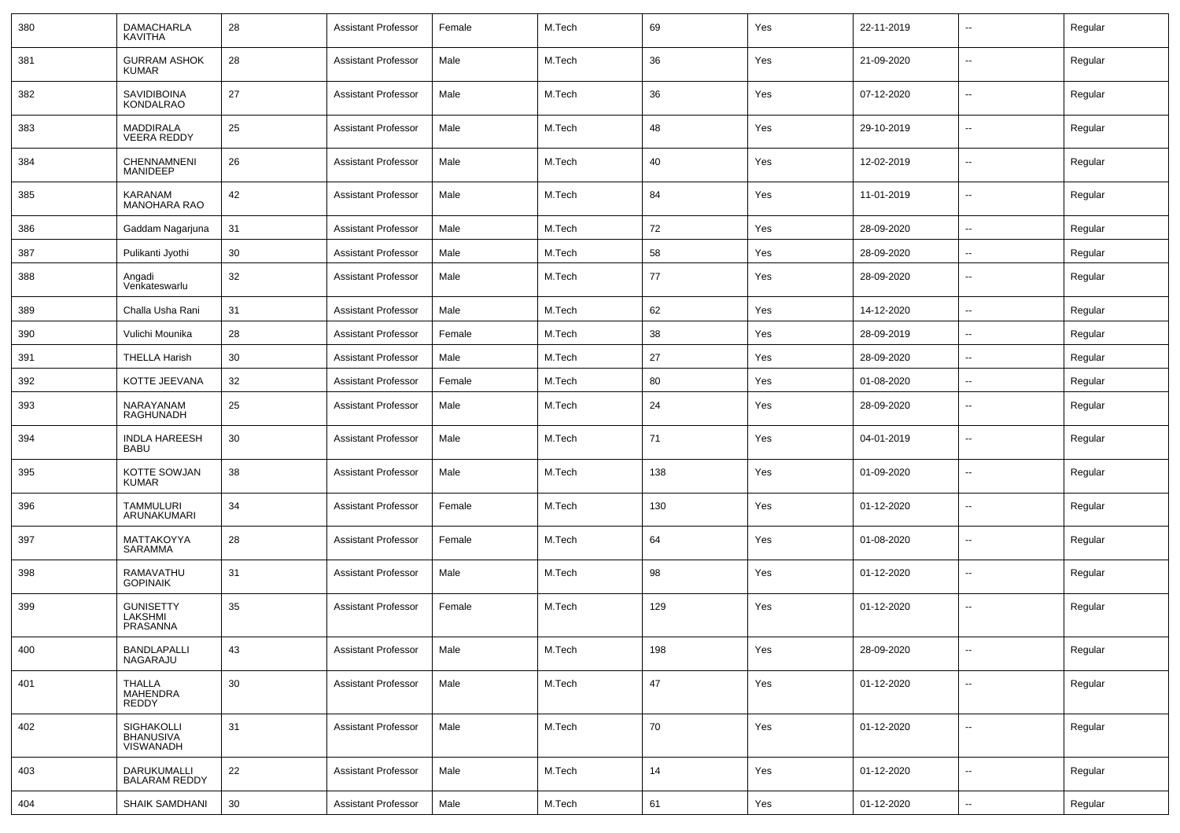| 380 | DAMACHARLA KAVITHA | 28 | Assistant Professor | Female | M.Tech | 69 | Yes | 22-11-2019 | -- | Regular |
|---|---|---|---|---|---|---|---|---|---|---|
| 381 | GURRAM ASHOK KUMAR | 28 | Assistant Professor | Male | M.Tech | 36 | Yes | 21-09-2020 | -- | Regular |
| 382 | SAVIDIBOINA KONDALRAO | 27 | Assistant Professor | Male | M.Tech | 36 | Yes | 07-12-2020 | -- | Regular |
| 383 | MADDIRALA VEERA REDDY | 25 | Assistant Professor | Male | M.Tech | 48 | Yes | 29-10-2019 | -- | Regular |
| 384 | CHENNAMNENI MANIDEEP | 26 | Assistant Professor | Male | M.Tech | 40 | Yes | 12-02-2019 | -- | Regular |
| 385 | KARANAM MANOHARA RAO | 42 | Assistant Professor | Male | M.Tech | 84 | Yes | 11-01-2019 | -- | Regular |
| 386 | Gaddam Nagarjuna | 31 | Assistant Professor | Male | M.Tech | 72 | Yes | 28-09-2020 | -- | Regular |
| 387 | Pulikanti Jyothi | 30 | Assistant Professor | Male | M.Tech | 58 | Yes | 28-09-2020 | -- | Regular |
| 388 | Angadi Venkateswarlu | 32 | Assistant Professor | Male | M.Tech | 77 | Yes | 28-09-2020 | -- | Regular |
| 389 | Challa Usha Rani | 31 | Assistant Professor | Male | M.Tech | 62 | Yes | 14-12-2020 | -- | Regular |
| 390 | Vulichi Mounika | 28 | Assistant Professor | Female | M.Tech | 38 | Yes | 28-09-2019 | -- | Regular |
| 391 | THELLA Harish | 30 | Assistant Professor | Male | M.Tech | 27 | Yes | 28-09-2020 | -- | Regular |
| 392 | KOTTE JEEVANA | 32 | Assistant Professor | Female | M.Tech | 80 | Yes | 01-08-2020 | -- | Regular |
| 393 | NARAYANAM RAGHUNADH | 25 | Assistant Professor | Male | M.Tech | 24 | Yes | 28-09-2020 | -- | Regular |
| 394 | INDLA HAREESH BABU | 30 | Assistant Professor | Male | M.Tech | 71 | Yes | 04-01-2019 | -- | Regular |
| 395 | KOTTE SOWJAN KUMAR | 38 | Assistant Professor | Male | M.Tech | 138 | Yes | 01-09-2020 | -- | Regular |
| 396 | TAMMULURI ARUNAKUMARI | 34 | Assistant Professor | Female | M.Tech | 130 | Yes | 01-12-2020 | -- | Regular |
| 397 | MATTAKOYYA SARAMMA | 28 | Assistant Professor | Female | M.Tech | 64 | Yes | 01-08-2020 | -- | Regular |
| 398 | RAMAVATHU GOPINAIK | 31 | Assistant Professor | Male | M.Tech | 98 | Yes | 01-12-2020 | -- | Regular |
| 399 | GUNISETTY LAKSHMI PRASANNA | 35 | Assistant Professor | Female | M.Tech | 129 | Yes | 01-12-2020 | -- | Regular |
| 400 | BANDLAPALLI NAGARAJU | 43 | Assistant Professor | Male | M.Tech | 198 | Yes | 28-09-2020 | -- | Regular |
| 401 | THALLA MAHENDRA REDDY | 30 | Assistant Professor | Male | M.Tech | 47 | Yes | 01-12-2020 | -- | Regular |
| 402 | SIGHAKOLLI BHANUSIVA VISWANADH | 31 | Assistant Professor | Male | M.Tech | 70 | Yes | 01-12-2020 | -- | Regular |
| 403 | DARUKUMALLI BALARAM REDDY | 22 | Assistant Professor | Male | M.Tech | 14 | Yes | 01-12-2020 | -- | Regular |
| 404 | SHAIK SAMDHANI | 30 | Assistant Professor | Male | M.Tech | 61 | Yes | 01-12-2020 | -- | Regular |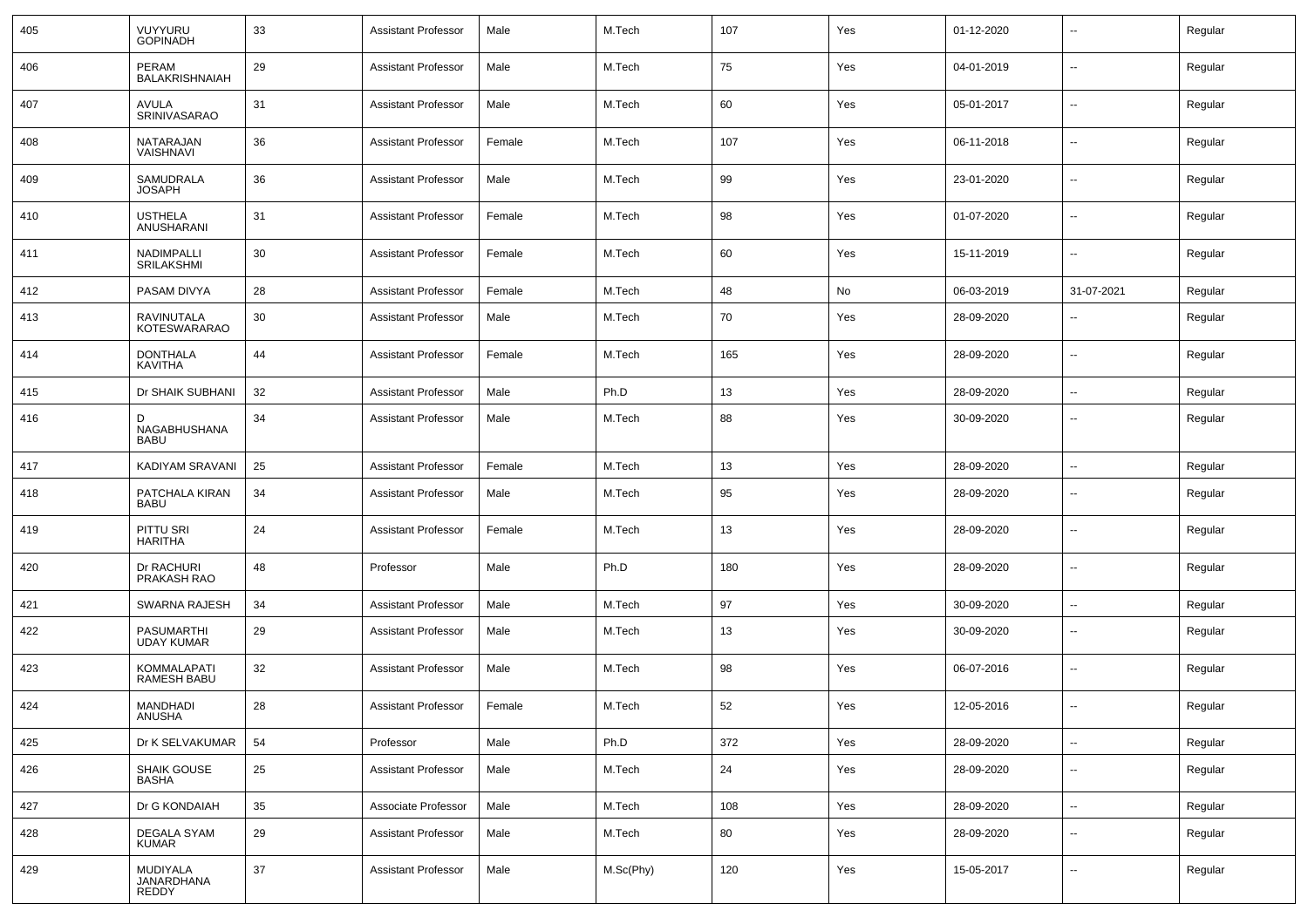| 405 | VUYYURU GOPINADH | 33 | Assistant Professor | Male | M.Tech | 107 | Yes | 01-12-2020 | -- | Regular |
|---|---|---|---|---|---|---|---|---|---|---|
| 406 | PERAM BALAKRISHNAIAH | 29 | Assistant Professor | Male | M.Tech | 75 | Yes | 04-01-2019 | -- | Regular |
| 407 | AVULA SRINIVASARAO | 31 | Assistant Professor | Male | M.Tech | 60 | Yes | 05-01-2017 | -- | Regular |
| 408 | NATARAJAN VAISHNAVI | 36 | Assistant Professor | Female | M.Tech | 107 | Yes | 06-11-2018 | -- | Regular |
| 409 | SAMUDRALA JOSAPH | 36 | Assistant Professor | Male | M.Tech | 99 | Yes | 23-01-2020 | -- | Regular |
| 410 | USTHELA ANUSHARANI | 31 | Assistant Professor | Female | M.Tech | 98 | Yes | 01-07-2020 | -- | Regular |
| 411 | NADIMPALLI SRILAKSHMI | 30 | Assistant Professor | Female | M.Tech | 60 | Yes | 15-11-2019 | -- | Regular |
| 412 | PASAM DIVYA | 28 | Assistant Professor | Female | M.Tech | 48 | No | 06-03-2019 | 31-07-2021 | Regular |
| 413 | RAVINUTALA KOTESWARARAO | 30 | Assistant Professor | Male | M.Tech | 70 | Yes | 28-09-2020 | -- | Regular |
| 414 | DONTHALA KAVITHA | 44 | Assistant Professor | Female | M.Tech | 165 | Yes | 28-09-2020 | -- | Regular |
| 415 | Dr SHAIK SUBHANI | 32 | Assistant Professor | Male | Ph.D | 13 | Yes | 28-09-2020 | -- | Regular |
| 416 | D NAGABHUSHANA BABU | 34 | Assistant Professor | Male | M.Tech | 88 | Yes | 30-09-2020 | -- | Regular |
| 417 | KADIYAM SRAVANI | 25 | Assistant Professor | Female | M.Tech | 13 | Yes | 28-09-2020 | -- | Regular |
| 418 | PATCHALA KIRAN BABU | 34 | Assistant Professor | Male | M.Tech | 95 | Yes | 28-09-2020 | -- | Regular |
| 419 | PITTU SRI HARITHA | 24 | Assistant Professor | Female | M.Tech | 13 | Yes | 28-09-2020 | -- | Regular |
| 420 | Dr RACHURI PRAKASH RAO | 48 | Professor | Male | Ph.D | 180 | Yes | 28-09-2020 | -- | Regular |
| 421 | SWARNA RAJESH | 34 | Assistant Professor | Male | M.Tech | 97 | Yes | 30-09-2020 | -- | Regular |
| 422 | PASUMARTHI UDAY KUMAR | 29 | Assistant Professor | Male | M.Tech | 13 | Yes | 30-09-2020 | -- | Regular |
| 423 | KOMMALAPATI RAMESH BABU | 32 | Assistant Professor | Male | M.Tech | 98 | Yes | 06-07-2016 | -- | Regular |
| 424 | MANDHADI ANUSHA | 28 | Assistant Professor | Female | M.Tech | 52 | Yes | 12-05-2016 | -- | Regular |
| 425 | Dr K SELVAKUMAR | 54 | Professor | Male | Ph.D | 372 | Yes | 28-09-2020 | -- | Regular |
| 426 | SHAIK GOUSE BASHA | 25 | Assistant Professor | Male | M.Tech | 24 | Yes | 28-09-2020 | -- | Regular |
| 427 | Dr G KONDAIAH | 35 | Associate Professor | Male | M.Tech | 108 | Yes | 28-09-2020 | -- | Regular |
| 428 | DEGALA SYAM KUMAR | 29 | Assistant Professor | Male | M.Tech | 80 | Yes | 28-09-2020 | -- | Regular |
| 429 | MUDIYALA JANARDHANA REDDY | 37 | Assistant Professor | Male | M.Sc(Phy) | 120 | Yes | 15-05-2017 | -- | Regular |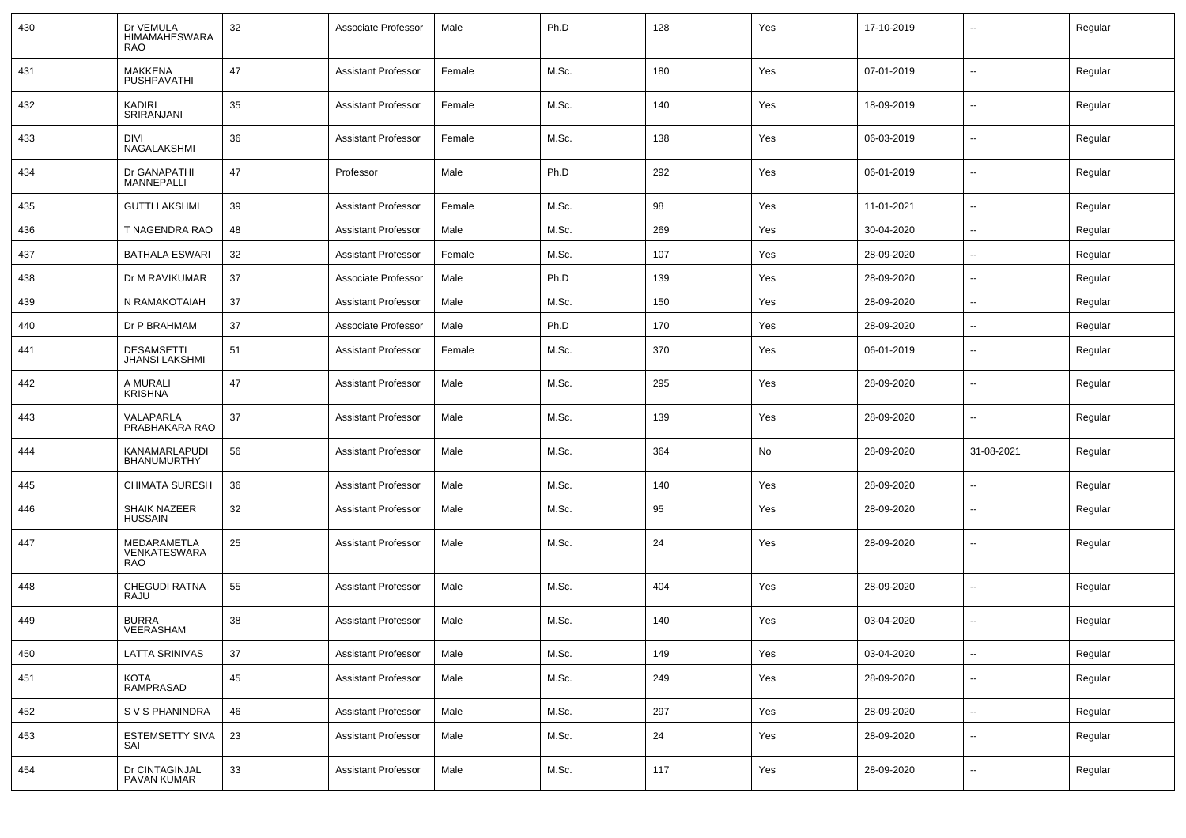| 430 | Dr VEMULA HIMAMAHESWARA RAO | 32 | Associate Professor | Male | Ph.D | 128 | Yes | 17-10-2019 | -- | Regular |
|---|---|---|---|---|---|---|---|---|---|---|
| 431 | MAKKENA PUSHPAVATHI | 47 | Assistant Professor | Female | M.Sc. | 180 | Yes | 07-01-2019 | -- | Regular |
| 432 | KADIRI SRIRANJANI | 35 | Assistant Professor | Female | M.Sc. | 140 | Yes | 18-09-2019 | -- | Regular |
| 433 | DIVI NAGALAKSHMI | 36 | Assistant Professor | Female | M.Sc. | 138 | Yes | 06-03-2019 | -- | Regular |
| 434 | Dr GANAPATHI MANNEPALLI | 47 | Professor | Male | Ph.D | 292 | Yes | 06-01-2019 | -- | Regular |
| 435 | GUTTI LAKSHMI | 39 | Assistant Professor | Female | M.Sc. | 98 | Yes | 11-01-2021 | -- | Regular |
| 436 | T NAGENDRA RAO | 48 | Assistant Professor | Male | M.Sc. | 269 | Yes | 30-04-2020 | -- | Regular |
| 437 | BATHALA ESWARI | 32 | Assistant Professor | Female | M.Sc. | 107 | Yes | 28-09-2020 | -- | Regular |
| 438 | Dr M RAVIKUMAR | 37 | Associate Professor | Male | Ph.D | 139 | Yes | 28-09-2020 | -- | Regular |
| 439 | N RAMAKOTAIAH | 37 | Assistant Professor | Male | M.Sc. | 150 | Yes | 28-09-2020 | -- | Regular |
| 440 | Dr P BRAHMAM | 37 | Associate Professor | Male | Ph.D | 170 | Yes | 28-09-2020 | -- | Regular |
| 441 | DESAMSETTI JHANSI LAKSHMI | 51 | Assistant Professor | Female | M.Sc. | 370 | Yes | 06-01-2019 | -- | Regular |
| 442 | A MURALI KRISHNA | 47 | Assistant Professor | Male | M.Sc. | 295 | Yes | 28-09-2020 | -- | Regular |
| 443 | VALAPARLA PRABHAKARA RAO | 37 | Assistant Professor | Male | M.Sc. | 139 | Yes | 28-09-2020 | -- | Regular |
| 444 | KANAMARLAPUDI BHANUMURTHY | 56 | Assistant Professor | Male | M.Sc. | 364 | No | 28-09-2020 | 31-08-2021 | Regular |
| 445 | CHIMATA SURESH | 36 | Assistant Professor | Male | M.Sc. | 140 | Yes | 28-09-2020 | -- | Regular |
| 446 | SHAIK NAZEER HUSSAIN | 32 | Assistant Professor | Male | M.Sc. | 95 | Yes | 28-09-2020 | -- | Regular |
| 447 | MEDARAMETLA VENKATESWARA RAO | 25 | Assistant Professor | Male | M.Sc. | 24 | Yes | 28-09-2020 | -- | Regular |
| 448 | CHEGUDI RATNA RAJU | 55 | Assistant Professor | Male | M.Sc. | 404 | Yes | 28-09-2020 | -- | Regular |
| 449 | BURRA VEERASHAM | 38 | Assistant Professor | Male | M.Sc. | 140 | Yes | 03-04-2020 | -- | Regular |
| 450 | LATTA SRINIVAS | 37 | Assistant Professor | Male | M.Sc. | 149 | Yes | 03-04-2020 | -- | Regular |
| 451 | KOTA RAMPRASAD | 45 | Assistant Professor | Male | M.Sc. | 249 | Yes | 28-09-2020 | -- | Regular |
| 452 | S V S PHANINDRA | 46 | Assistant Professor | Male | M.Sc. | 297 | Yes | 28-09-2020 | -- | Regular |
| 453 | ESTEMSETTY SIVA SAI | 23 | Assistant Professor | Male | M.Sc. | 24 | Yes | 28-09-2020 | -- | Regular |
| 454 | Dr CINTAGINJAL PAVAN KUMAR | 33 | Assistant Professor | Male | M.Sc. | 117 | Yes | 28-09-2020 | -- | Regular |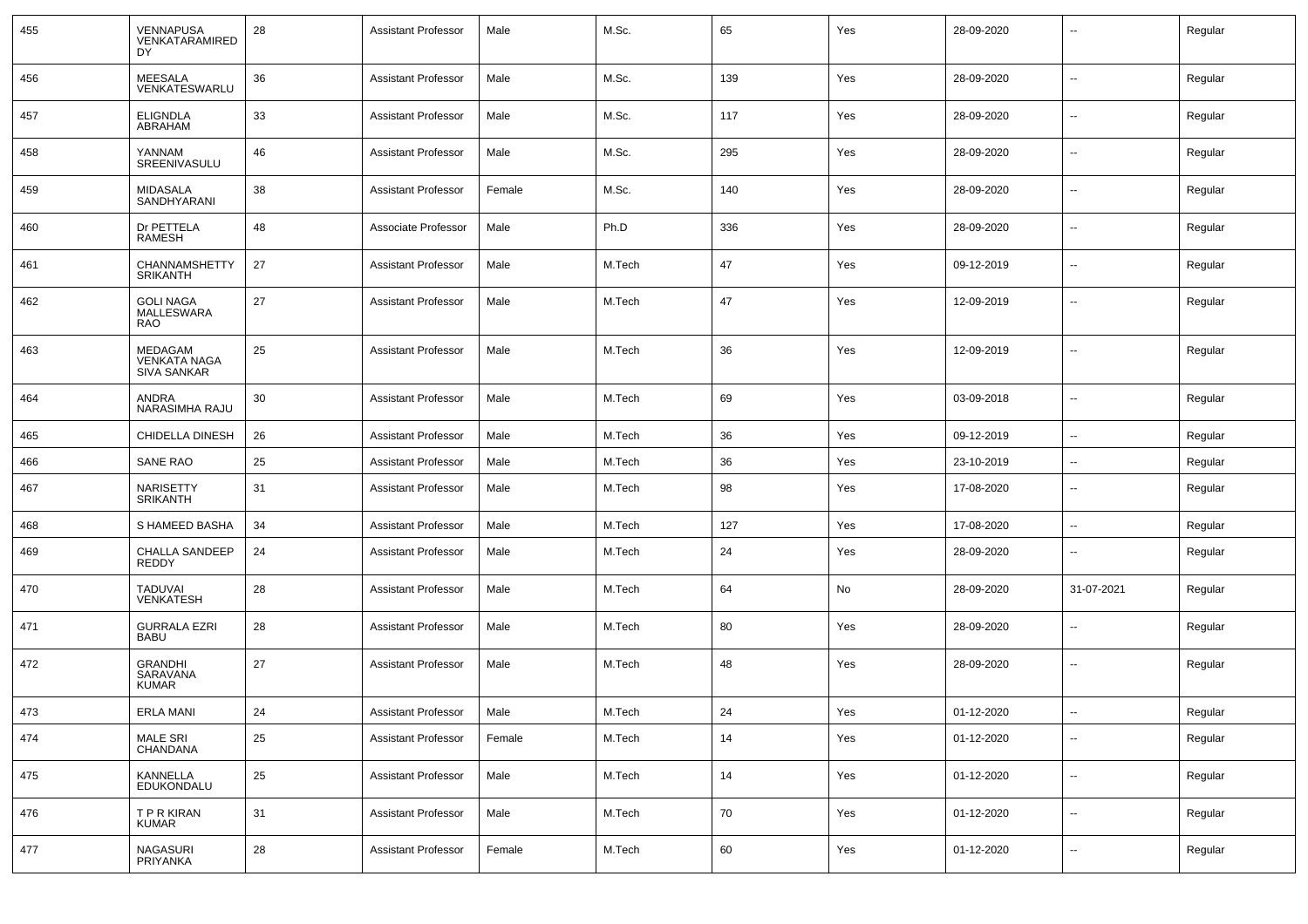| 455 | VENNAPUSA VENKATARAMIREDDY | 28 | Assistant Professor | Male | M.Sc. | 65 | Yes | 28-09-2020 | -- | Regular |
|---|---|---|---|---|---|---|---|---|---|---|
| 456 | MEESALA VENKATESWARLU | 36 | Assistant Professor | Male | M.Sc. | 139 | Yes | 28-09-2020 | -- | Regular |
| 457 | ELIGNDLA ABRAHAM | 33 | Assistant Professor | Male | M.Sc. | 117 | Yes | 28-09-2020 | -- | Regular |
| 458 | YANNAM SREENIVASULU | 46 | Assistant Professor | Male | M.Sc. | 295 | Yes | 28-09-2020 | -- | Regular |
| 459 | MIDASALA SANDHYARANI | 38 | Assistant Professor | Female | M.Sc. | 140 | Yes | 28-09-2020 | -- | Regular |
| 460 | Dr PETTELA RAMESH | 48 | Associate Professor | Male | Ph.D | 336 | Yes | 28-09-2020 | -- | Regular |
| 461 | CHANNAMSHETTY SRIKANTH | 27 | Assistant Professor | Male | M.Tech | 47 | Yes | 09-12-2019 | -- | Regular |
| 462 | GOLI NAGA MALLESWARA RAO | 27 | Assistant Professor | Male | M.Tech | 47 | Yes | 12-09-2019 | -- | Regular |
| 463 | MEDAGAM VENKATA NAGA SIVA SANKAR | 25 | Assistant Professor | Male | M.Tech | 36 | Yes | 12-09-2019 | -- | Regular |
| 464 | ANDRA NARASIMHA RAJU | 30 | Assistant Professor | Male | M.Tech | 69 | Yes | 03-09-2018 | -- | Regular |
| 465 | CHIDELLA DINESH | 26 | Assistant Professor | Male | M.Tech | 36 | Yes | 09-12-2019 | -- | Regular |
| 466 | SANE RAO | 25 | Assistant Professor | Male | M.Tech | 36 | Yes | 23-10-2019 | -- | Regular |
| 467 | NARISETTY SRIKANTH | 31 | Assistant Professor | Male | M.Tech | 98 | Yes | 17-08-2020 | -- | Regular |
| 468 | S HAMEED BASHA | 34 | Assistant Professor | Male | M.Tech | 127 | Yes | 17-08-2020 | -- | Regular |
| 469 | CHALLA SANDEEP REDDY | 24 | Assistant Professor | Male | M.Tech | 24 | Yes | 28-09-2020 | -- | Regular |
| 470 | TADUVAI VENKATESH | 28 | Assistant Professor | Male | M.Tech | 64 | No | 28-09-2020 | 31-07-2021 | Regular |
| 471 | GURRALA EZRI BABU | 28 | Assistant Professor | Male | M.Tech | 80 | Yes | 28-09-2020 | -- | Regular |
| 472 | GRANDHI SARAVANA KUMAR | 27 | Assistant Professor | Male | M.Tech | 48 | Yes | 28-09-2020 | -- | Regular |
| 473 | ERLA MANI | 24 | Assistant Professor | Male | M.Tech | 24 | Yes | 01-12-2020 | -- | Regular |
| 474 | MALE SRI CHANDANA | 25 | Assistant Professor | Female | M.Tech | 14 | Yes | 01-12-2020 | -- | Regular |
| 475 | KANNELLA EDUKONDALU | 25 | Assistant Professor | Male | M.Tech | 14 | Yes | 01-12-2020 | -- | Regular |
| 476 | T P R KIRAN KUMAR | 31 | Assistant Professor | Male | M.Tech | 70 | Yes | 01-12-2020 | -- | Regular |
| 477 | NAGASURI PRIYANKA | 28 | Assistant Professor | Female | M.Tech | 60 | Yes | 01-12-2020 | -- | Regular |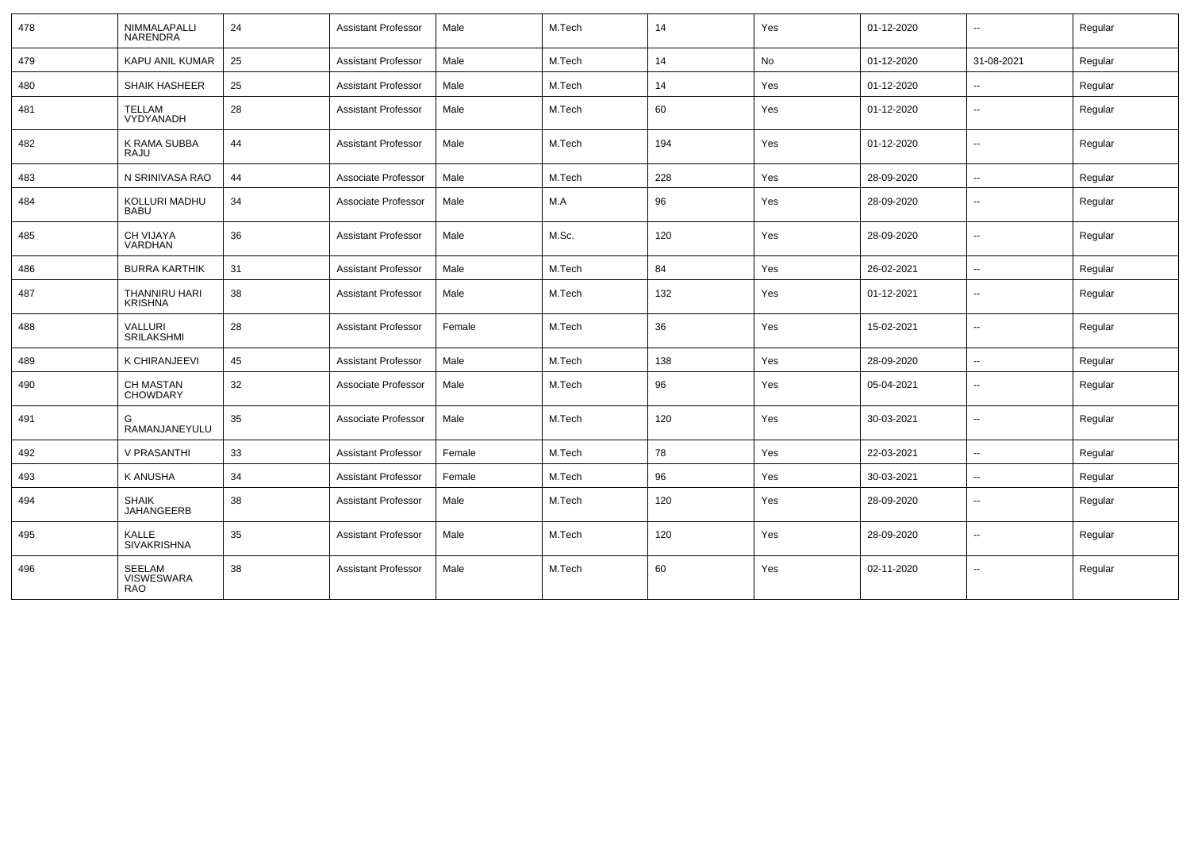| | | | | | | | | | | |
|---|---|---|---|---|---|---|---|---|---|---|
| 478 | NIMMALAPALLI NARENDRA | 24 | Assistant Professor | Male | M.Tech | 14 | Yes | 01-12-2020 | -- | Regular |
| 479 | KAPU ANIL KUMAR | 25 | Assistant Professor | Male | M.Tech | 14 | No | 01-12-2020 | 31-08-2021 | Regular |
| 480 | SHAIK HASHEER | 25 | Assistant Professor | Male | M.Tech | 14 | Yes | 01-12-2020 | -- | Regular |
| 481 | TELLAM VYDYANADH | 28 | Assistant Professor | Male | M.Tech | 60 | Yes | 01-12-2020 | -- | Regular |
| 482 | K RAMA SUBBA RAJU | 44 | Assistant Professor | Male | M.Tech | 194 | Yes | 01-12-2020 | -- | Regular |
| 483 | N SRINIVASA RAO | 44 | Associate Professor | Male | M.Tech | 228 | Yes | 28-09-2020 | -- | Regular |
| 484 | KOLLURI MADHU BABU | 34 | Associate Professor | Male | M.A | 96 | Yes | 28-09-2020 | -- | Regular |
| 485 | CH VIJAYA VARDHAN | 36 | Assistant Professor | Male | M.Sc. | 120 | Yes | 28-09-2020 | -- | Regular |
| 486 | BURRA KARTHIK | 31 | Assistant Professor | Male | M.Tech | 84 | Yes | 26-02-2021 | -- | Regular |
| 487 | THANNIRU HARI KRISHNA | 38 | Assistant Professor | Male | M.Tech | 132 | Yes | 01-12-2021 | -- | Regular |
| 488 | VALLURI SRILAKSHMI | 28 | Assistant Professor | Female | M.Tech | 36 | Yes | 15-02-2021 | -- | Regular |
| 489 | K CHIRANJEEVI | 45 | Assistant Professor | Male | M.Tech | 138 | Yes | 28-09-2020 | -- | Regular |
| 490 | CH MASTAN CHOWDARY | 32 | Associate Professor | Male | M.Tech | 96 | Yes | 05-04-2021 | -- | Regular |
| 491 | G RAMANJANEYULU | 35 | Associate Professor | Male | M.Tech | 120 | Yes | 30-03-2021 | -- | Regular |
| 492 | V PRASANTHI | 33 | Assistant Professor | Female | M.Tech | 78 | Yes | 22-03-2021 | -- | Regular |
| 493 | K ANUSHA | 34 | Assistant Professor | Female | M.Tech | 96 | Yes | 30-03-2021 | -- | Regular |
| 494 | SHAIK JAHANGEERB | 38 | Assistant Professor | Male | M.Tech | 120 | Yes | 28-09-2020 | -- | Regular |
| 495 | KALLE SIVAKRISHNA | 35 | Assistant Professor | Male | M.Tech | 120 | Yes | 28-09-2020 | -- | Regular |
| 496 | SEELAM VISWESWARA RAO | 38 | Assistant Professor | Male | M.Tech | 60 | Yes | 02-11-2020 | -- | Regular |